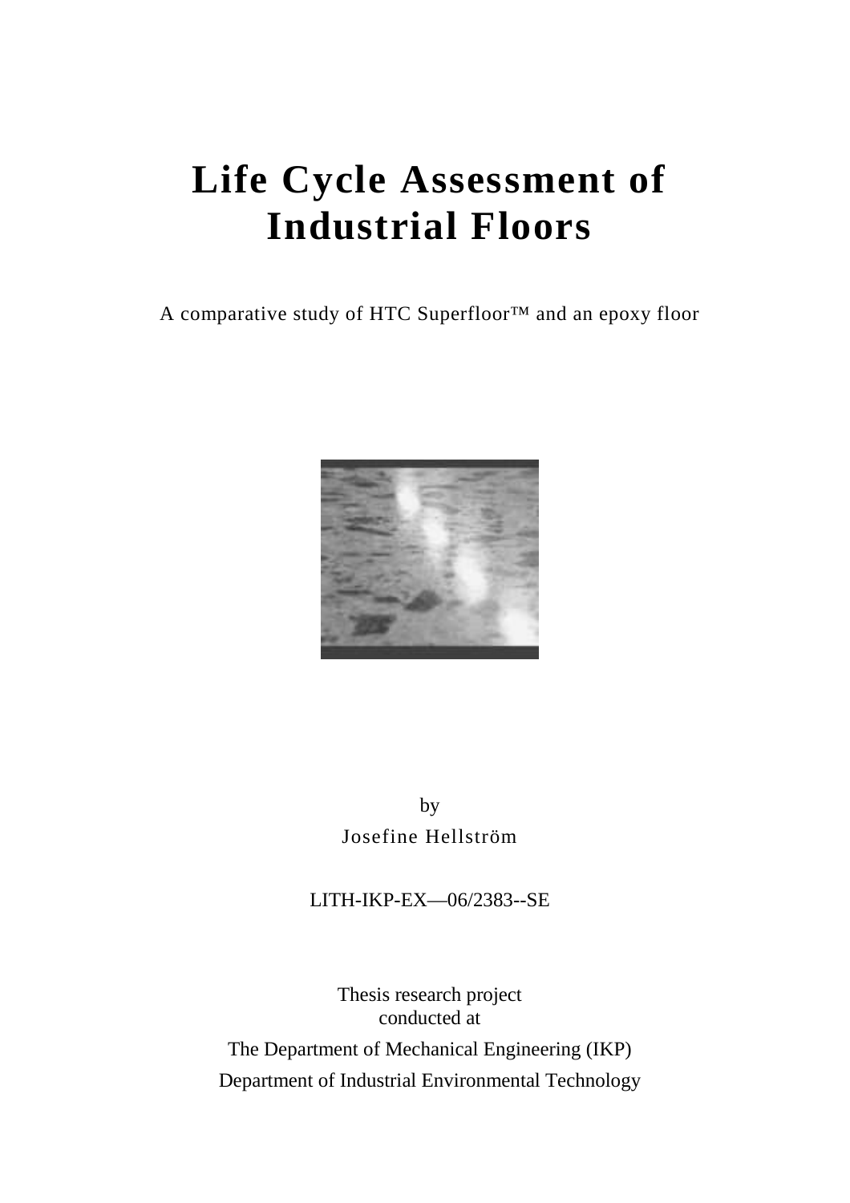# Life Cycle Assessment of Industrial Floors

A comparative study of HTC Superfloor™ and an epoxy floor

by

Josefine Hellström

LITH-IKP-EX—06/2383--SE

Thesis research project
conducted at

The Department of Mechanical Engineering (IKP)

Department of Industrial Environmental Technology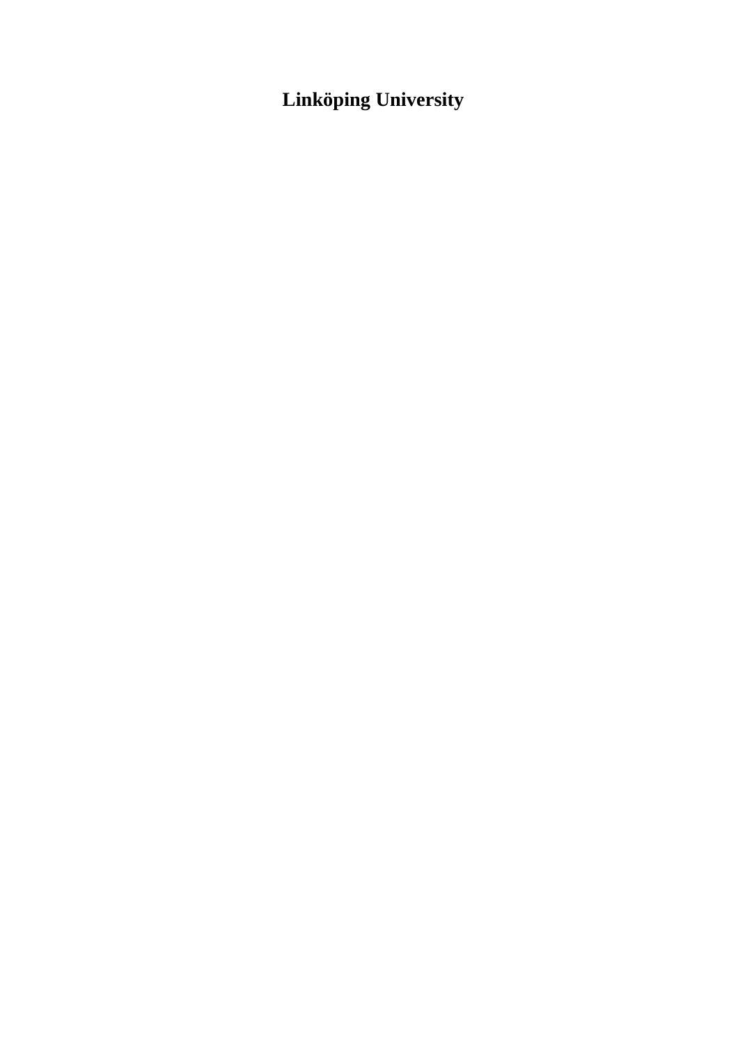**Linköping University**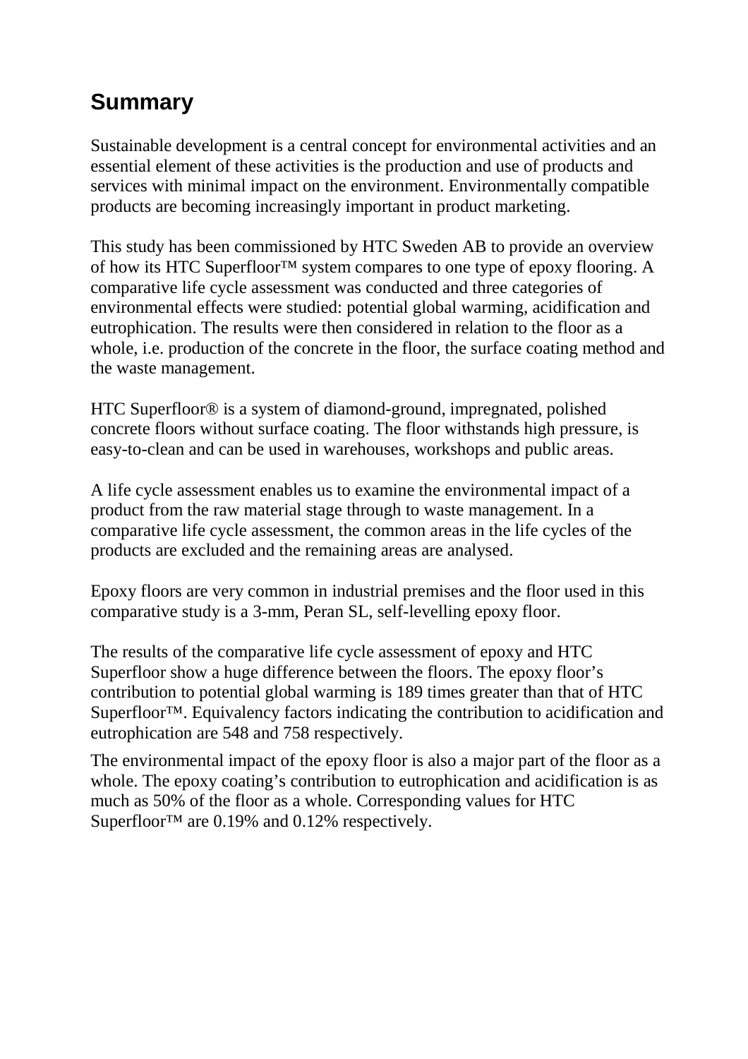## Summary

Sustainable development is a central concept for environmental activities and an essential element of these activities is the production and use of products and services with minimal impact on the environment. Environmentally compatible products are becoming increasingly important in product marketing.

This study has been commissioned by HTC Sweden AB to provide an overview of how its HTC Superfloor™ system compares to one type of epoxy flooring. A comparative life cycle assessment was conducted and three categories of environmental effects were studied: potential global warming, acidification and eutrophication. The results were then considered in relation to the floor as a whole, i.e. production of the concrete in the floor, the surface coating method and the waste management.

HTC Superfloor® is a system of diamond-ground, impregnated, polished concrete floors without surface coating. The floor withstands high pressure, is easy-to-clean and can be used in warehouses, workshops and public areas.

A life cycle assessment enables us to examine the environmental impact of a product from the raw material stage through to waste management. In a comparative life cycle assessment, the common areas in the life cycles of the products are excluded and the remaining areas are analysed.

Epoxy floors are very common in industrial premises and the floor used in this comparative study is a 3-mm, Peran SL, self-levelling epoxy floor.

The results of the comparative life cycle assessment of epoxy and HTC Superfloor show a huge difference between the floors. The epoxy floor's contribution to potential global warming is 189 times greater than that of HTC Superfloor™. Equivalency factors indicating the contribution to acidification and eutrophication are 548 and 758 respectively.

The environmental impact of the epoxy floor is also a major part of the floor as a whole. The epoxy coating's contribution to eutrophication and acidification is as much as 50% of the floor as a whole. Corresponding values for HTC Superfloor™ are 0.19% and 0.12% respectively.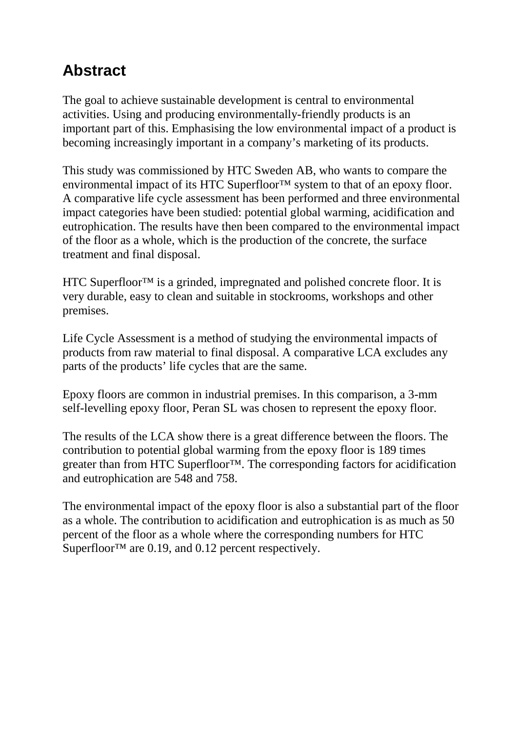# Abstract

The goal to achieve sustainable development is central to environmental activities. Using and producing environmentally-friendly products is an important part of this. Emphasising the low environmental impact of a product is becoming increasingly important in a company's marketing of its products.

This study was commissioned by HTC Sweden AB, who wants to compare the environmental impact of its HTC Superfloor™ system to that of an epoxy floor. A comparative life cycle assessment has been performed and three environmental impact categories have been studied: potential global warming, acidification and eutrophication. The results have then been compared to the environmental impact of the floor as a whole, which is the production of the concrete, the surface treatment and final disposal.

HTC Superfloor™ is a grinded, impregnated and polished concrete floor. It is very durable, easy to clean and suitable in stockrooms, workshops and other premises.

Life Cycle Assessment is a method of studying the environmental impacts of products from raw material to final disposal. A comparative LCA excludes any parts of the products' life cycles that are the same.

Epoxy floors are common in industrial premises. In this comparison, a 3-mm self-levelling epoxy floor, Peran SL was chosen to represent the epoxy floor.

The results of the LCA show there is a great difference between the floors. The contribution to potential global warming from the epoxy floor is 189 times greater than from HTC Superfloor™. The corresponding factors for acidification and eutrophication are 548 and 758.

The environmental impact of the epoxy floor is also a substantial part of the floor as a whole. The contribution to acidification and eutrophication is as much as 50 percent of the floor as a whole where the corresponding numbers for HTC Superfloor™ are 0.19, and 0.12 percent respectively.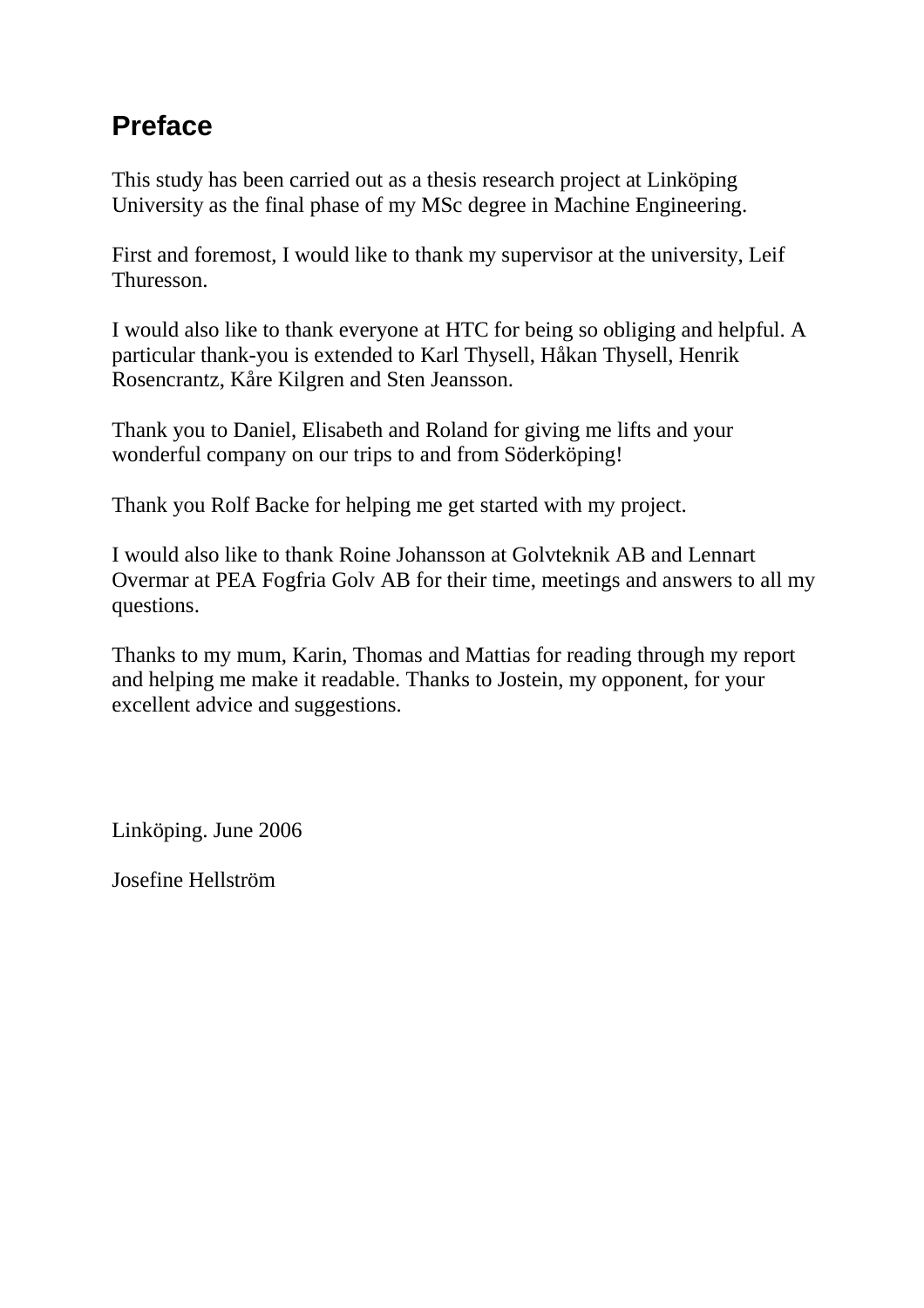# Preface

This study has been carried out as a thesis research project at Linköping University as the final phase of my MSc degree in Machine Engineering.

First and foremost, I would like to thank my supervisor at the university, Leif Thuresson.

I would also like to thank everyone at HTC for being so obliging and helpful. A particular thank-you is extended to Karl Thysell, Håkan Thysell, Henrik Rosencrantz, Kåre Kilgren and Sten Jeansson.

Thank you to Daniel, Elisabeth and Roland for giving me lifts and your wonderful company on our trips to and from Söderköping!

Thank you Rolf Backe for helping me get started with my project.

I would also like to thank Roine Johansson at Golvteknik AB and Lennart Overmar at PEA Fogfria Golv AB for their time, meetings and answers to all my questions.

Thanks to my mum, Karin, Thomas and Mattias for reading through my report and helping me make it readable. Thanks to Jostein, my opponent, for your excellent advice and suggestions.

Linköping. June 2006

Josefine Hellström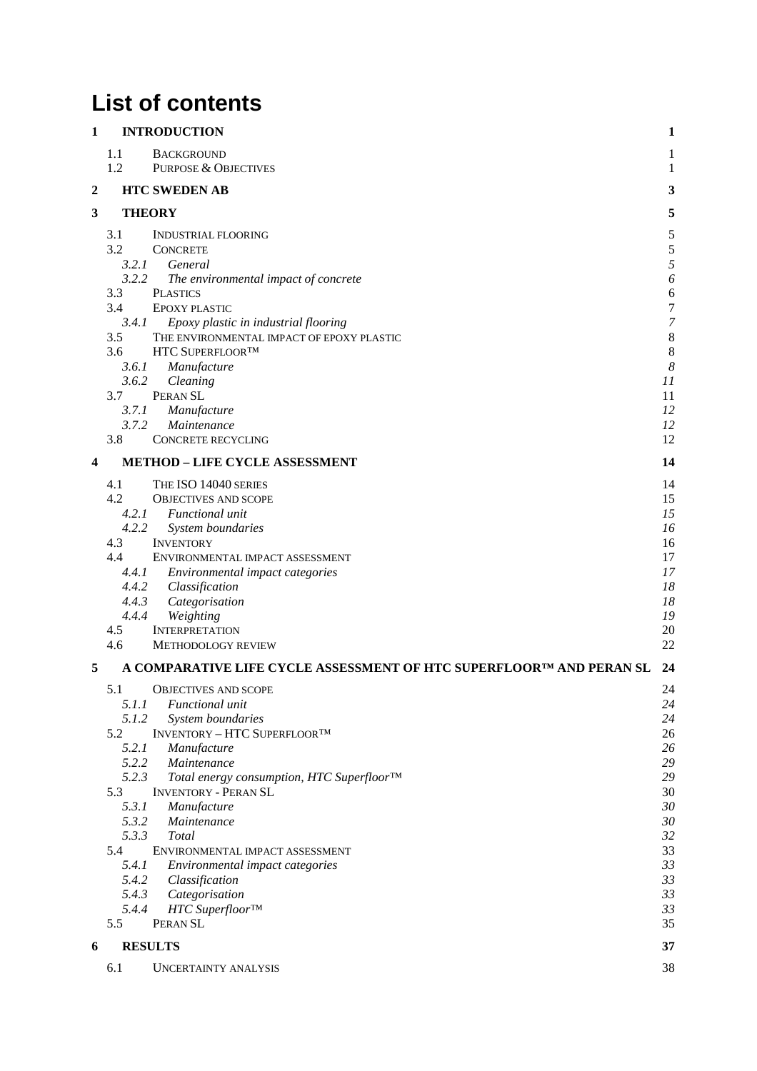# List of contents

| | | |
|---|---|---|
| **1** | **INTRODUCTION** | **1** |
| 1.1 | BACKGROUND | 1 |
| 1.2 | PURPOSE & OBJECTIVES | 1 |
| **2** | **HTC SWEDEN AB** | **3** |
| **3** | **THEORY** | **5** |
| 3.1 | INDUSTRIAL FLOORING | 5 |
| 3.2 | CONCRETE | 5 |
| *3.2.1* | *General* | *5* |
| *3.2.2* | *The environmental impact of concrete* | *6* |
| 3.3 | PLASTICS | 6 |
| 3.4 | EPOXY PLASTIC | 7 |
| *3.4.1* | *Epoxy plastic in industrial flooring* | *7* |
| 3.5 | THE ENVIRONMENTAL IMPACT OF EPOXY PLASTIC | 8 |
| 3.6 | HTC SUPERFLOOR™ | 8 |
| *3.6.1* | *Manufacture* | *8* |
| *3.6.2* | *Cleaning* | *11* |
| 3.7 | PERAN SL | 11 |
| *3.7.1* | *Manufacture* | *12* |
| *3.7.2* | *Maintenance* | *12* |
| 3.8 | CONCRETE RECYCLING | 12 |
| **4** | **METHOD – LIFE CYCLE ASSESSMENT** | **14** |
| 4.1 | THE ISO 14040 SERIES | 14 |
| 4.2 | OBJECTIVES AND SCOPE | 15 |
| *4.2.1* | *Functional unit* | *15* |
| *4.2.2* | *System boundaries* | *16* |
| 4.3 | INVENTORY | 16 |
| 4.4 | ENVIRONMENTAL IMPACT ASSESSMENT | 17 |
| *4.4.1* | *Environmental impact categories* | *17* |
| *4.4.2* | *Classification* | *18* |
| *4.4.3* | *Categorisation* | *18* |
| *4.4.4* | *Weighting* | *19* |
| 4.5 | INTERPRETATION | 20 |
| 4.6 | METHODOLOGY REVIEW | 22 |
| **5** | **A COMPARATIVE LIFE CYCLE ASSESSMENT OF HTC SUPERFLOOR™ AND PERAN SL** | **24** |
| 5.1 | OBJECTIVES AND SCOPE | 24 |
| *5.1.1* | *Functional unit* | *24* |
| *5.1.2* | *System boundaries* | *24* |
| 5.2 | INVENTORY – HTC SUPERFLOOR™ | 26 |
| *5.2.1* | *Manufacture* | *26* |
| *5.2.2* | *Maintenance* | *29* |
| *5.2.3* | *Total energy consumption, HTC Superfloor™* | *29* |
| 5.3 | INVENTORY - PERAN SL | 30 |
| *5.3.1* | *Manufacture* | *30* |
| *5.3.2* | *Maintenance* | *30* |
| *5.3.3* | *Total* | *32* |
| 5.4 | ENVIRONMENTAL IMPACT ASSESSMENT | 33 |
| *5.4.1* | *Environmental impact categories* | *33* |
| *5.4.2* | *Classification* | *33* |
| *5.4.3* | *Categorisation* | *33* |
| *5.4.4* | *HTC Superfloor™* | *33* |
| 5.5 | PERAN SL | 35 |
| **6** | **RESULTS** | **37** |
| 6.1 | UNCERTAINTY ANALYSIS | 38 |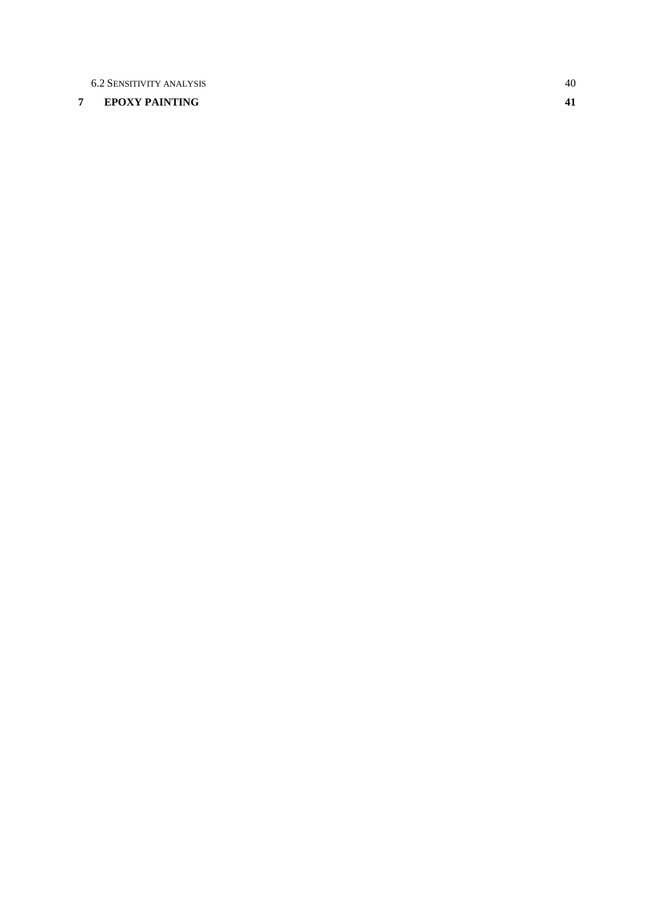6.2 Sensitivity analysis 40

**7 EPOXY PAINTING 41**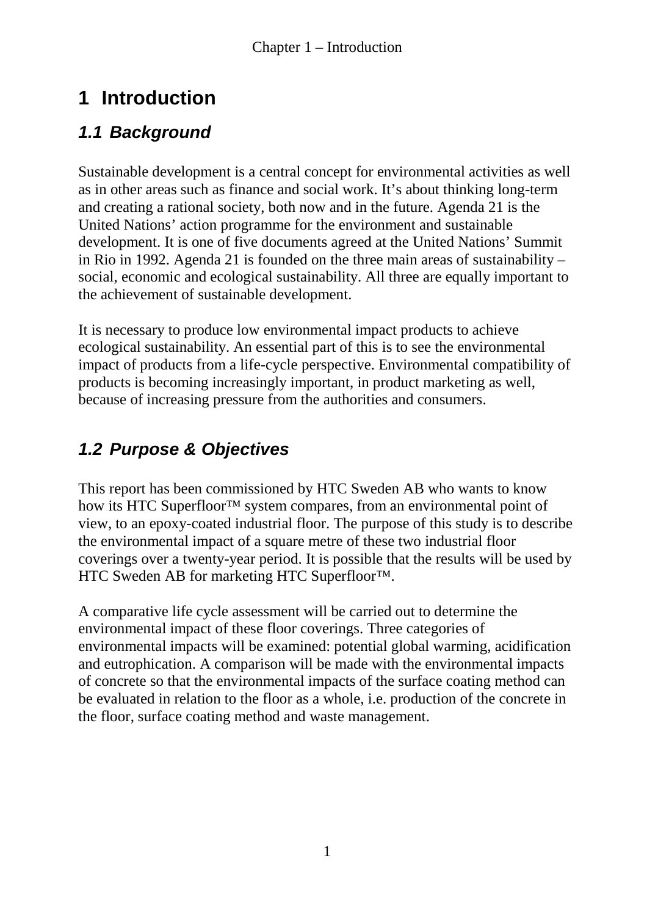# 1 Introduction

## *1.1 Background*

Sustainable development is a central concept for environmental activities as well as in other areas such as finance and social work. It's about thinking long-term and creating a rational society, both now and in the future. Agenda 21 is the United Nations' action programme for the environment and sustainable development. It is one of five documents agreed at the United Nations' Summit in Rio in 1992. Agenda 21 is founded on the three main areas of sustainability – social, economic and ecological sustainability. All three are equally important to the achievement of sustainable development.

It is necessary to produce low environmental impact products to achieve ecological sustainability. An essential part of this is to see the environmental impact of products from a life-cycle perspective. Environmental compatibility of products is becoming increasingly important, in product marketing as well, because of increasing pressure from the authorities and consumers.

## *1.2 Purpose & Objectives*

This report has been commissioned by HTC Sweden AB who wants to know how its HTC Superfloor™ system compares, from an environmental point of view, to an epoxy-coated industrial floor. The purpose of this study is to describe the environmental impact of a square metre of these two industrial floor coverings over a twenty-year period. It is possible that the results will be used by HTC Sweden AB for marketing HTC Superfloor™.

A comparative life cycle assessment will be carried out to determine the environmental impact of these floor coverings. Three categories of environmental impacts will be examined: potential global warming, acidification and eutrophication. A comparison will be made with the environmental impacts of concrete so that the environmental impacts of the surface coating method can be evaluated in relation to the floor as a whole, i.e. production of the concrete in the floor, surface coating method and waste management.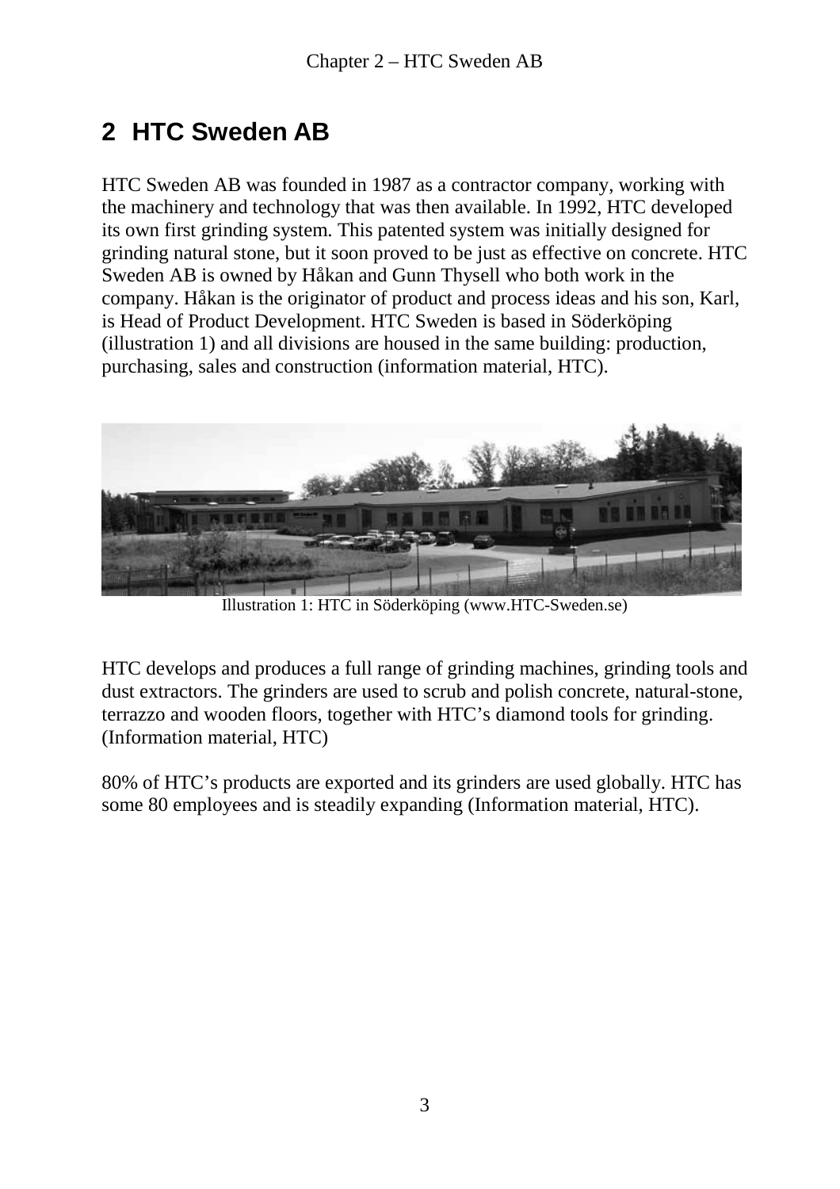# 2 HTC Sweden AB

HTC Sweden AB was founded in 1987 as a contractor company, working with the machinery and technology that was then available. In 1992, HTC developed its own first grinding system. This patented system was initially designed for grinding natural stone, but it soon proved to be just as effective on concrete. HTC Sweden AB is owned by Håkan and Gunn Thysell who both work in the company. Håkan is the originator of product and process ideas and his son, Karl, is Head of Product Development. HTC Sweden is based in Söderköping (illustration 1) and all divisions are housed in the same building: production, purchasing, sales and construction (information material, HTC).

Illustration 1: HTC in Söderköping (www.HTC-Sweden.se)

HTC develops and produces a full range of grinding machines, grinding tools and dust extractors. The grinders are used to scrub and polish concrete, natural-stone, terrazzo and wooden floors, together with HTC's diamond tools for grinding. (Information material, HTC)

80% of HTC's products are exported and its grinders are used globally. HTC has some 80 employees and is steadily expanding (Information material, HTC).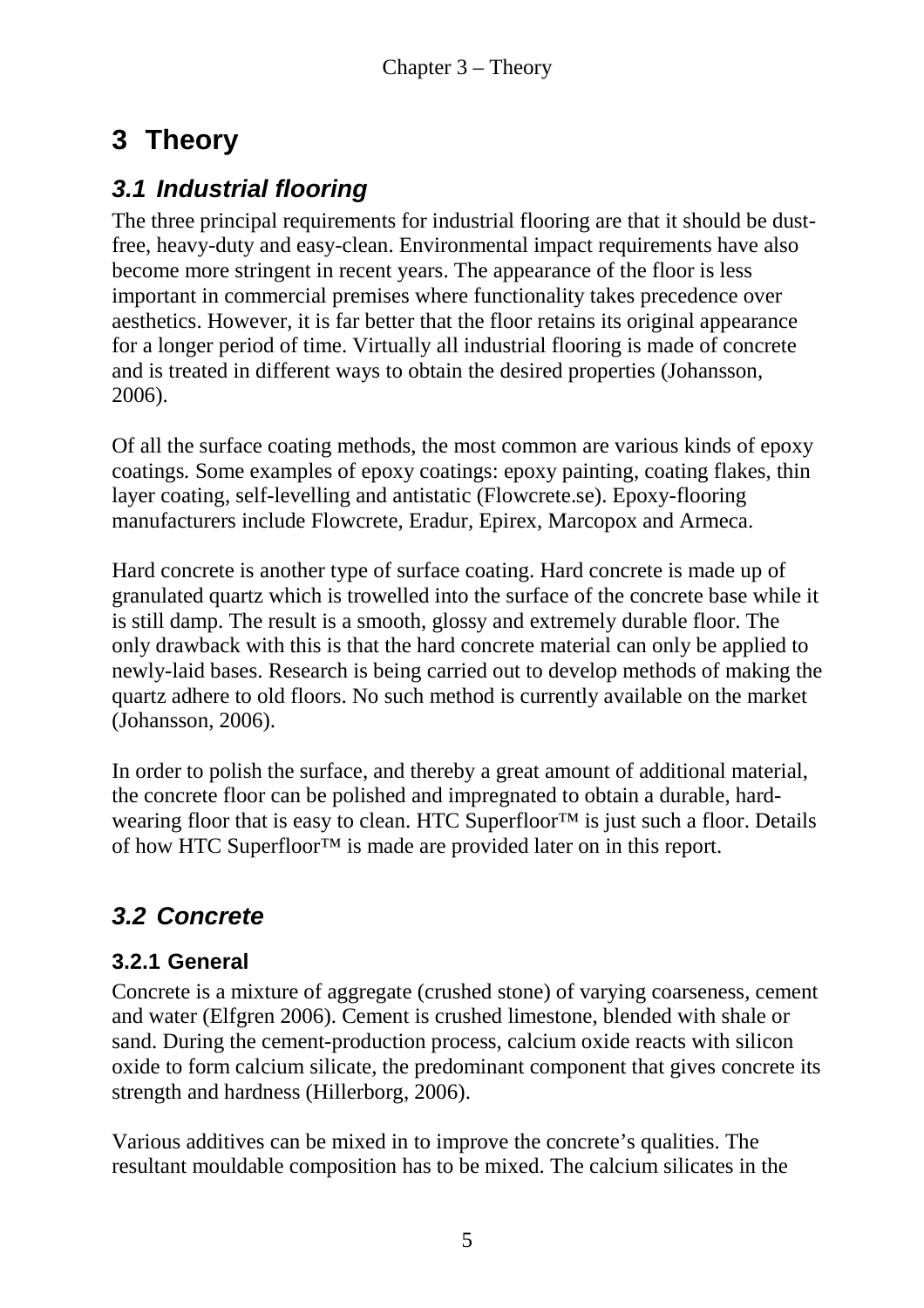# 3 Theory

## *3.1 Industrial flooring*

The three principal requirements for industrial flooring are that it should be dust-free, heavy-duty and easy-clean. Environmental impact requirements have also become more stringent in recent years. The appearance of the floor is less important in commercial premises where functionality takes precedence over aesthetics. However, it is far better that the floor retains its original appearance for a longer period of time. Virtually all industrial flooring is made of concrete and is treated in different ways to obtain the desired properties (Johansson, 2006).

Of all the surface coating methods, the most common are various kinds of epoxy coatings. Some examples of epoxy coatings: epoxy painting, coating flakes, thin layer coating, self-levelling and antistatic (Flowcrete.se). Epoxy-flooring manufacturers include Flowcrete, Eradur, Epirex, Marcopox and Armeca.

Hard concrete is another type of surface coating. Hard concrete is made up of granulated quartz which is trowelled into the surface of the concrete base while it is still damp. The result is a smooth, glossy and extremely durable floor. The only drawback with this is that the hard concrete material can only be applied to newly-laid bases. Research is being carried out to develop methods of making the quartz adhere to old floors. No such method is currently available on the market (Johansson, 2006).

In order to polish the surface, and thereby a great amount of additional material, the concrete floor can be polished and impregnated to obtain a durable, hard-wearing floor that is easy to clean. HTC Superfloor™ is just such a floor. Details of how HTC Superfloor™ is made are provided later on in this report.

## *3.2 Concrete*

### 3.2.1 General

Concrete is a mixture of aggregate (crushed stone) of varying coarseness, cement and water (Elfgren 2006). Cement is crushed limestone, blended with shale or sand. During the cement-production process, calcium oxide reacts with silicon oxide to form calcium silicate, the predominant component that gives concrete its strength and hardness (Hillerborg, 2006).

Various additives can be mixed in to improve the concrete's qualities. The resultant mouldable composition has to be mixed. The calcium silicates in the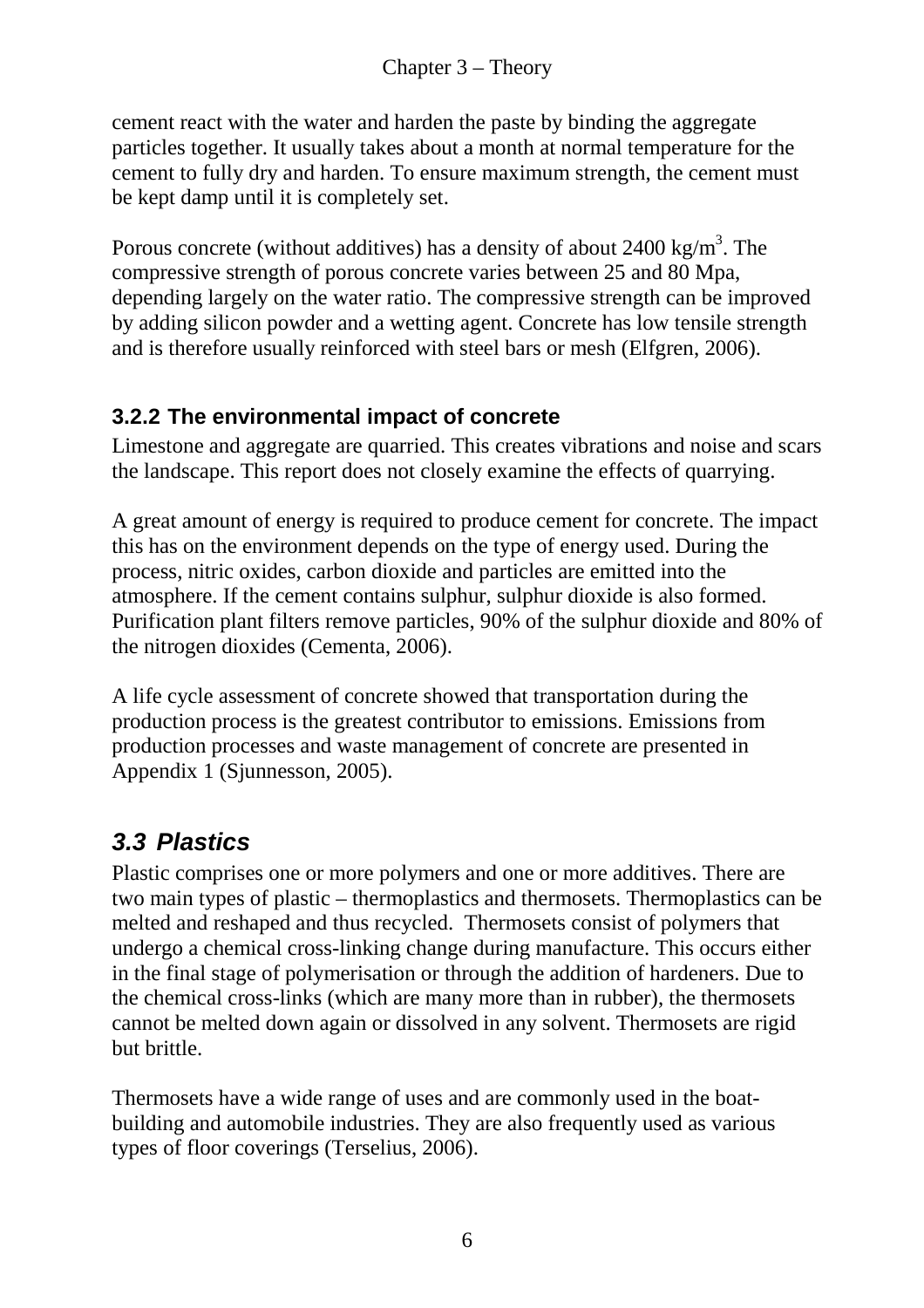cement react with the water and harden the paste by binding the aggregate particles together. It usually takes about a month at normal temperature for the cement to fully dry and harden. To ensure maximum strength, the cement must be kept damp until it is completely set.

Porous concrete (without additives) has a density of about 2400 kg/m$^3$. The compressive strength of porous concrete varies between 25 and 80 Mpa, depending largely on the water ratio. The compressive strength can be improved by adding silicon powder and a wetting agent. Concrete has low tensile strength and is therefore usually reinforced with steel bars or mesh (Elfgren, 2006).

### 3.2.2 The environmental impact of concrete

Limestone and aggregate are quarried. This creates vibrations and noise and scars the landscape. This report does not closely examine the effects of quarrying.

A great amount of energy is required to produce cement for concrete. The impact this has on the environment depends on the type of energy used. During the process, nitric oxides, carbon dioxide and particles are emitted into the atmosphere. If the cement contains sulphur, sulphur dioxide is also formed. Purification plant filters remove particles, 90% of the sulphur dioxide and 80% of the nitrogen dioxides (Cementa, 2006).

A life cycle assessment of concrete showed that transportation during the production process is the greatest contributor to emissions. Emissions from production processes and waste management of concrete are presented in Appendix 1 (Sjunnesson, 2005).

## *3.3 Plastics*

Plastic comprises one or more polymers and one or more additives. There are two main types of plastic – thermoplastics and thermosets. Thermoplastics can be melted and reshaped and thus recycled. Thermosets consist of polymers that undergo a chemical cross-linking change during manufacture. This occurs either in the final stage of polymerisation or through the addition of hardeners. Due to the chemical cross-links (which are many more than in rubber), the thermosets cannot be melted down again or dissolved in any solvent. Thermosets are rigid but brittle.

Thermosets have a wide range of uses and are commonly used in the boat-building and automobile industries. They are also frequently used as various types of floor coverings (Terselius, 2006).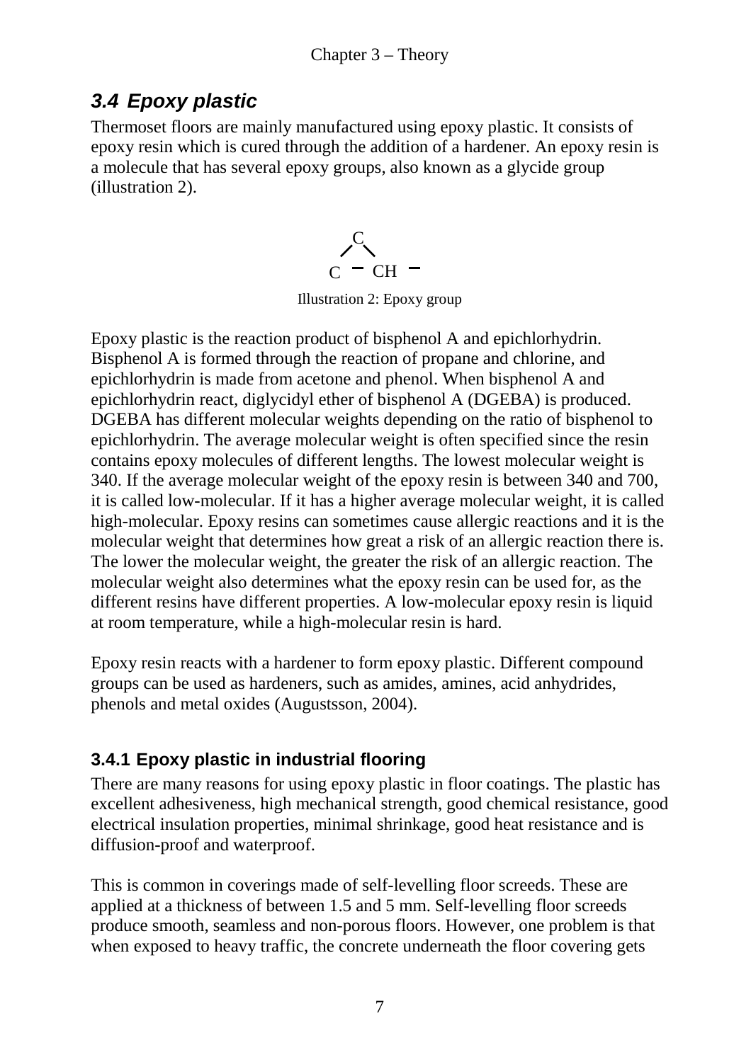## 3.4 Epoxy plastic

Thermoset floors are mainly manufactured using epoxy plastic. It consists of epoxy resin which is cured through the addition of a hardener. An epoxy resin is a molecule that has several epoxy groups, also known as a glycide group (illustration 2).

```
   C
  / \
 C - CH -
```

Illustration 2: Epoxy group

Epoxy plastic is the reaction product of bisphenol A and epichlorhydrin. Bisphenol A is formed through the reaction of propane and chlorine, and epichlorhydrin is made from acetone and phenol. When bisphenol A and epichlorhydrin react, diglycidyl ether of bisphenol A (DGEBA) is produced. DGEBA has different molecular weights depending on the ratio of bisphenol to epichlorhydrin. The average molecular weight is often specified since the resin contains epoxy molecules of different lengths. The lowest molecular weight is 340. If the average molecular weight of the epoxy resin is between 340 and 700, it is called low-molecular. If it has a higher average molecular weight, it is called high-molecular. Epoxy resins can sometimes cause allergic reactions and it is the molecular weight that determines how great a risk of an allergic reaction there is. The lower the molecular weight, the greater the risk of an allergic reaction. The molecular weight also determines what the epoxy resin can be used for, as the different resins have different properties. A low-molecular epoxy resin is liquid at room temperature, while a high-molecular resin is hard.

Epoxy resin reacts with a hardener to form epoxy plastic. Different compound groups can be used as hardeners, such as amides, amines, acid anhydrides, phenols and metal oxides (Augustsson, 2004).

### 3.4.1 Epoxy plastic in industrial flooring

There are many reasons for using epoxy plastic in floor coatings. The plastic has excellent adhesiveness, high mechanical strength, good chemical resistance, good electrical insulation properties, minimal shrinkage, good heat resistance and is diffusion-proof and waterproof.

This is common in coverings made of self-levelling floor screeds. These are applied at a thickness of between 1.5 and 5 mm. Self-levelling floor screeds produce smooth, seamless and non-porous floors. However, one problem is that when exposed to heavy traffic, the concrete underneath the floor covering gets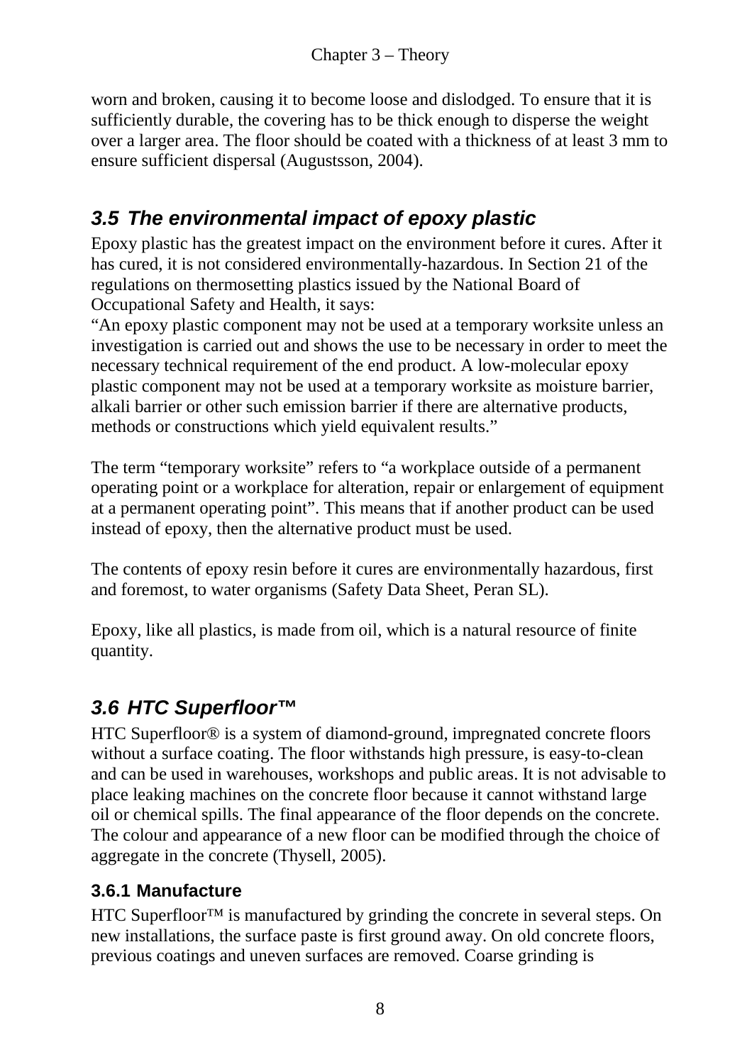worn and broken, causing it to become loose and dislodged. To ensure that it is sufficiently durable, the covering has to be thick enough to disperse the weight over a larger area. The floor should be coated with a thickness of at least 3 mm to ensure sufficient dispersal (Augustsson, 2004).

## 3.5 The environmental impact of epoxy plastic

Epoxy plastic has the greatest impact on the environment before it cures. After it has cured, it is not considered environmentally-hazardous. In Section 21 of the regulations on thermosetting plastics issued by the National Board of Occupational Safety and Health, it says:
"An epoxy plastic component may not be used at a temporary worksite unless an investigation is carried out and shows the use to be necessary in order to meet the necessary technical requirement of the end product. A low-molecular epoxy plastic component may not be used at a temporary worksite as moisture barrier, alkali barrier or other such emission barrier if there are alternative products, methods or constructions which yield equivalent results."

The term "temporary worksite" refers to "a workplace outside of a permanent operating point or a workplace for alteration, repair or enlargement of equipment at a permanent operating point". This means that if another product can be used instead of epoxy, then the alternative product must be used.

The contents of epoxy resin before it cures are environmentally hazardous, first and foremost, to water organisms (Safety Data Sheet, Peran SL).

Epoxy, like all plastics, is made from oil, which is a natural resource of finite quantity.

## 3.6 HTC Superfloor™

HTC Superfloor® is a system of diamond-ground, impregnated concrete floors without a surface coating. The floor withstands high pressure, is easy-to-clean and can be used in warehouses, workshops and public areas. It is not advisable to place leaking machines on the concrete floor because it cannot withstand large oil or chemical spills. The final appearance of the floor depends on the concrete. The colour and appearance of a new floor can be modified through the choice of aggregate in the concrete (Thysell, 2005).

### 3.6.1 Manufacture

HTC Superfloor™ is manufactured by grinding the concrete in several steps. On new installations, the surface paste is first ground away. On old concrete floors, previous coatings and uneven surfaces are removed. Coarse grinding is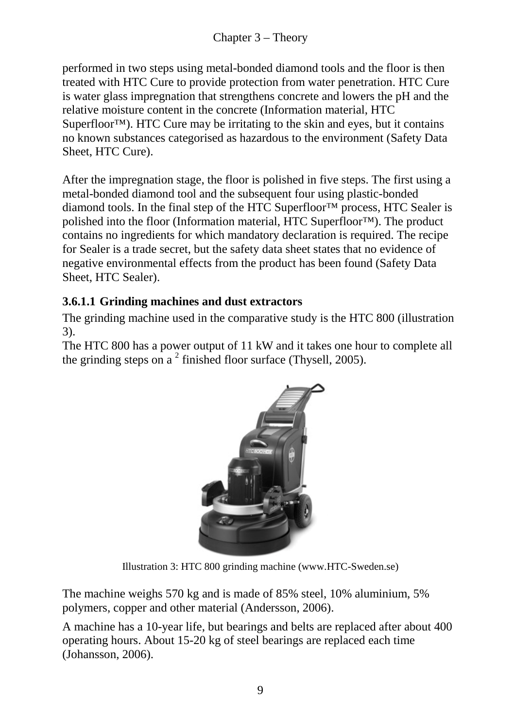performed in two steps using metal-bonded diamond tools and the floor is then treated with HTC Cure to provide protection from water penetration. HTC Cure is water glass impregnation that strengthens concrete and lowers the pH and the relative moisture content in the concrete (Information material, HTC Superfloor™). HTC Cure may be irritating to the skin and eyes, but it contains no known substances categorised as hazardous to the environment (Safety Data Sheet, HTC Cure).

After the impregnation stage, the floor is polished in five steps. The first using a metal-bonded diamond tool and the subsequent four using plastic-bonded diamond tools. In the final step of the HTC Superfloor™ process, HTC Sealer is polished into the floor (Information material, HTC Superfloor™). The product contains no ingredients for which mandatory declaration is required. The recipe for Sealer is a trade secret, but the safety data sheet states that no evidence of negative environmental effects from the product has been found (Safety Data Sheet, HTC Sealer).

#### 3.6.1.1 Grinding machines and dust extractors

The grinding machine used in the comparative study is the HTC 800 (illustration 3).

The HTC 800 has a power output of 11 kW and it takes one hour to complete all the grinding steps on a $^{2}$ finished floor surface (Thysell, 2005).

Illustration 3: HTC 800 grinding machine (www.HTC-Sweden.se)

The machine weighs 570 kg and is made of 85% steel, 10% aluminium, 5% polymers, copper and other material (Andersson, 2006).

A machine has a 10-year life, but bearings and belts are replaced after about 400 operating hours. About 15-20 kg of steel bearings are replaced each time (Johansson, 2006).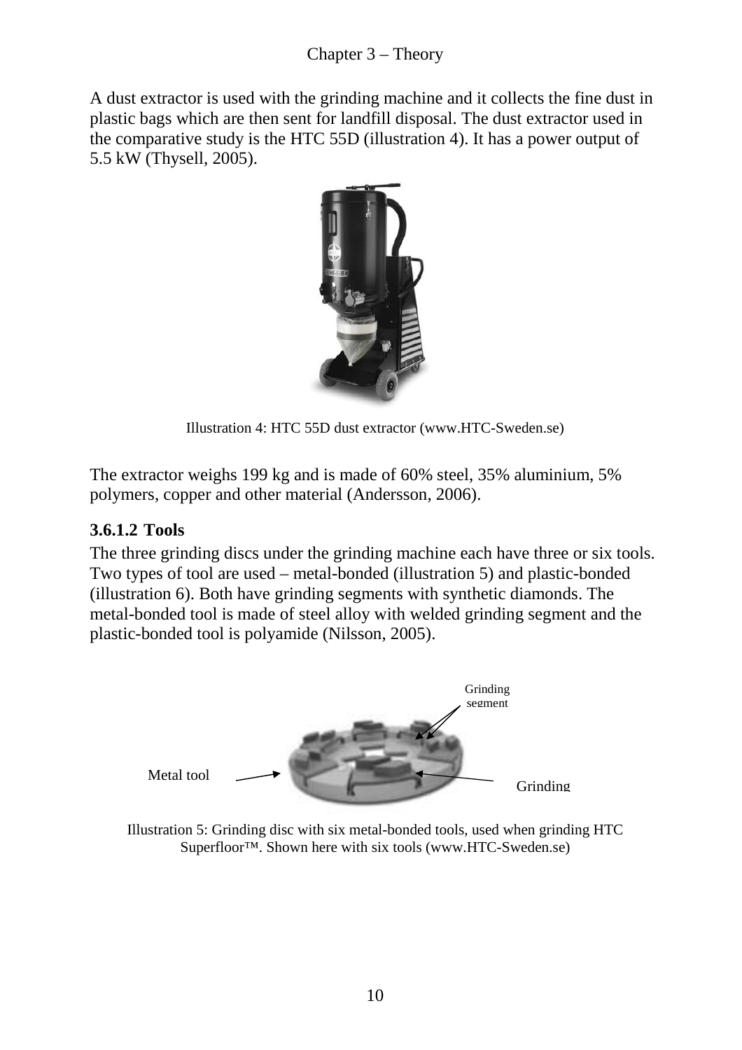A dust extractor is used with the grinding machine and it collects the fine dust in plastic bags which are then sent for landfill disposal. The dust extractor used in the comparative study is the HTC 55D (illustration 4). It has a power output of 5.5 kW (Thysell, 2005).

Illustration 4: HTC 55D dust extractor (www.HTC-Sweden.se)

The extractor weighs 199 kg and is made of 60% steel, 35% aluminium, 5% polymers, copper and other material (Andersson, 2006).

#### 3.6.1.2 Tools

The three grinding discs under the grinding machine each have three or six tools. Two types of tool are used – metal-bonded (illustration 5) and plastic-bonded (illustration 6). Both have grinding segments with synthetic diamonds. The metal-bonded tool is made of steel alloy with welded grinding segment and the plastic-bonded tool is polyamide (Nilsson, 2005).

Grinding segment

Metal tool

Grinding

Illustration 5: Grinding disc with six metal-bonded tools, used when grinding HTC Superfloor™. Shown here with six tools (www.HTC-Sweden.se)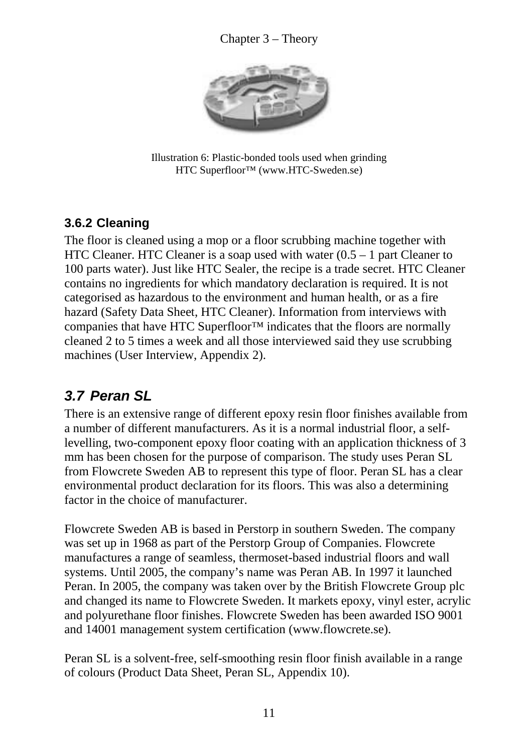Illustration 6: Plastic-bonded tools used when grinding HTC Superfloor™ (www.HTC-Sweden.se)

### 3.6.2 Cleaning

The floor is cleaned using a mop or a floor scrubbing machine together with HTC Cleaner. HTC Cleaner is a soap used with water (0.5 – 1 part Cleaner to 100 parts water). Just like HTC Sealer, the recipe is a trade secret. HTC Cleaner contains no ingredients for which mandatory declaration is required. It is not categorised as hazardous to the environment and human health, or as a fire hazard (Safety Data Sheet, HTC Cleaner). Information from interviews with companies that have HTC Superfloor™ indicates that the floors are normally cleaned 2 to 5 times a week and all those interviewed said they use scrubbing machines (User Interview, Appendix 2).

## *3.7 Peran SL*

There is an extensive range of different epoxy resin floor finishes available from a number of different manufacturers. As it is a normal industrial floor, a self-levelling, two-component epoxy floor coating with an application thickness of 3 mm has been chosen for the purpose of comparison. The study uses Peran SL from Flowcrete Sweden AB to represent this type of floor. Peran SL has a clear environmental product declaration for its floors. This was also a determining factor in the choice of manufacturer.

Flowcrete Sweden AB is based in Perstorp in southern Sweden. The company was set up in 1968 as part of the Perstorp Group of Companies. Flowcrete manufactures a range of seamless, thermoset-based industrial floors and wall systems. Until 2005, the company's name was Peran AB. In 1997 it launched Peran. In 2005, the company was taken over by the British Flowcrete Group plc and changed its name to Flowcrete Sweden. It markets epoxy, vinyl ester, acrylic and polyurethane floor finishes. Flowcrete Sweden has been awarded ISO 9001 and 14001 management system certification (www.flowcrete.se).

Peran SL is a solvent-free, self-smoothing resin floor finish available in a range of colours (Product Data Sheet, Peran SL, Appendix 10).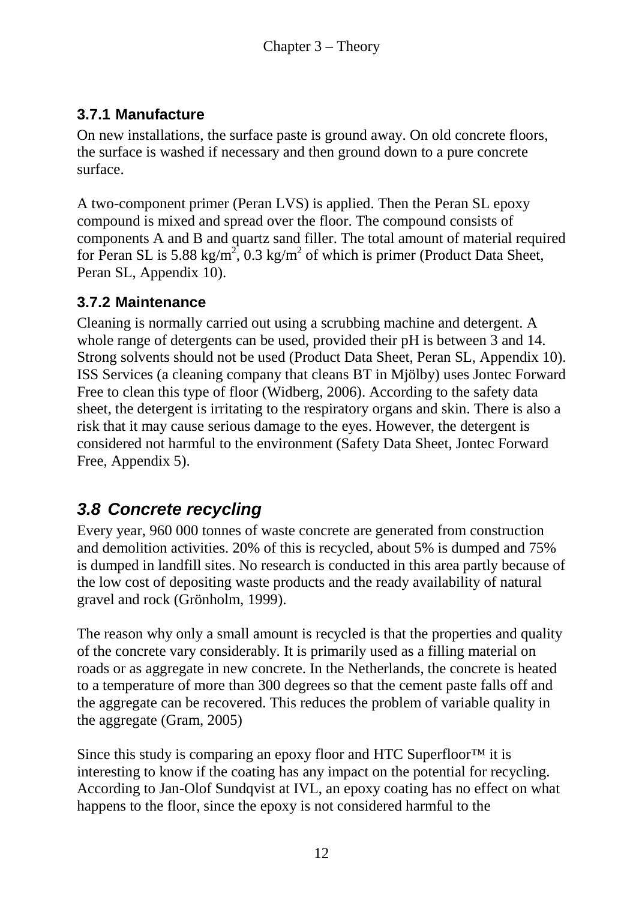### 3.7.1 Manufacture

On new installations, the surface paste is ground away. On old concrete floors, the surface is washed if necessary and then ground down to a pure concrete surface.

A two-component primer (Peran LVS) is applied. Then the Peran SL epoxy compound is mixed and spread over the floor. The compound consists of components A and B and quartz sand filler. The total amount of material required for Peran SL is 5.88 kg/m$^2$, 0.3 kg/m$^2$ of which is primer (Product Data Sheet, Peran SL, Appendix 10).

### 3.7.2 Maintenance

Cleaning is normally carried out using a scrubbing machine and detergent. A whole range of detergents can be used, provided their pH is between 3 and 14. Strong solvents should not be used (Product Data Sheet, Peran SL, Appendix 10). ISS Services (a cleaning company that cleans BT in Mjölby) uses Jontec Forward Free to clean this type of floor (Widberg, 2006). According to the safety data sheet, the detergent is irritating to the respiratory organs and skin. There is also a risk that it may cause serious damage to the eyes. However, the detergent is considered not harmful to the environment (Safety Data Sheet, Jontec Forward Free, Appendix 5).

## *3.8 Concrete recycling*

Every year, 960 000 tonnes of waste concrete are generated from construction and demolition activities. 20% of this is recycled, about 5% is dumped and 75% is dumped in landfill sites. No research is conducted in this area partly because of the low cost of depositing waste products and the ready availability of natural gravel and rock (Grönholm, 1999).

The reason why only a small amount is recycled is that the properties and quality of the concrete vary considerably. It is primarily used as a filling material on roads or as aggregate in new concrete. In the Netherlands, the concrete is heated to a temperature of more than 300 degrees so that the cement paste falls off and the aggregate can be recovered. This reduces the problem of variable quality in the aggregate (Gram, 2005)

Since this study is comparing an epoxy floor and HTC Superfloor™ it is interesting to know if the coating has any impact on the potential for recycling. According to Jan-Olof Sundqvist at IVL, an epoxy coating has no effect on what happens to the floor, since the epoxy is not considered harmful to the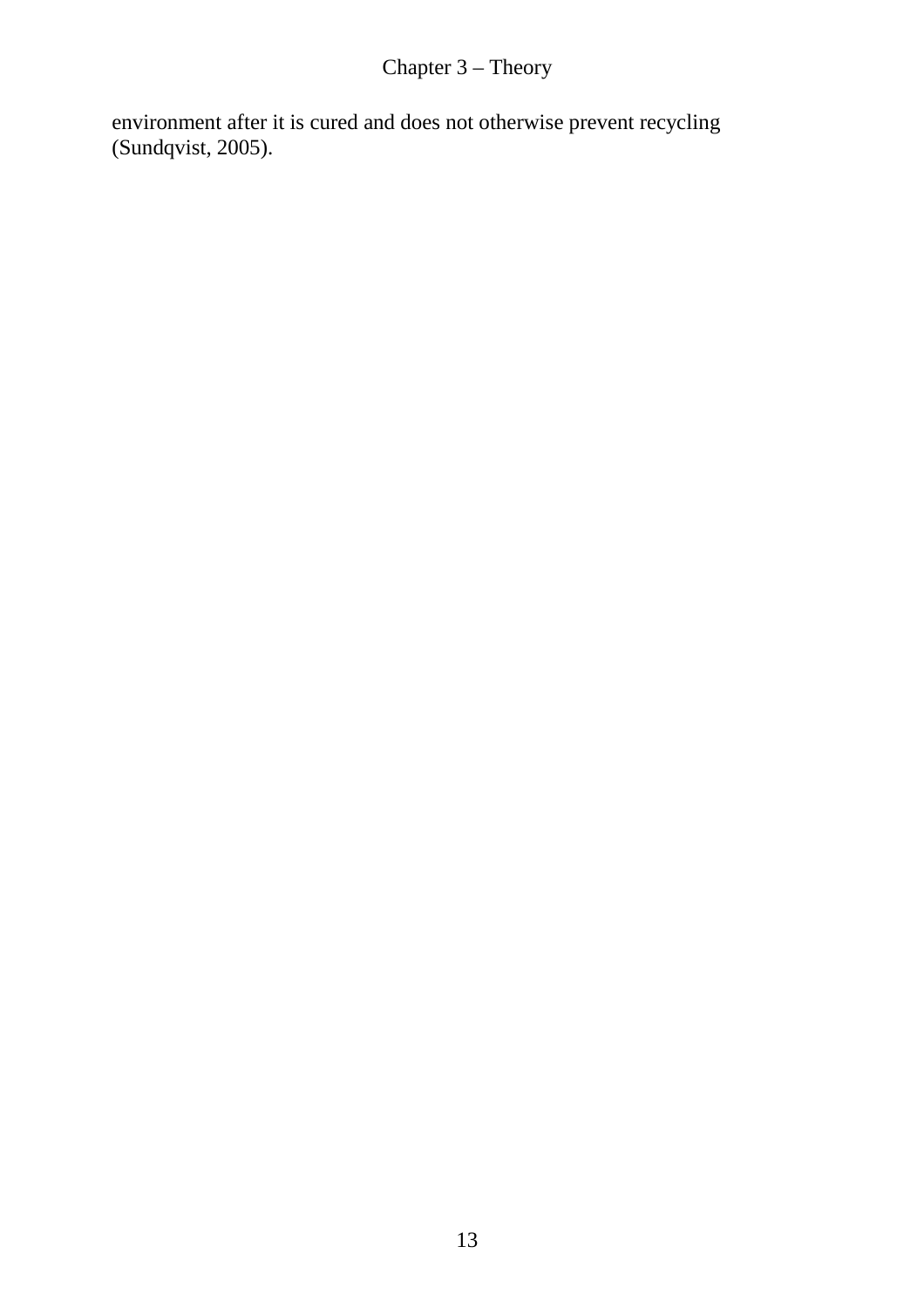environment after it is cured and does not otherwise prevent recycling (Sundqvist, 2005).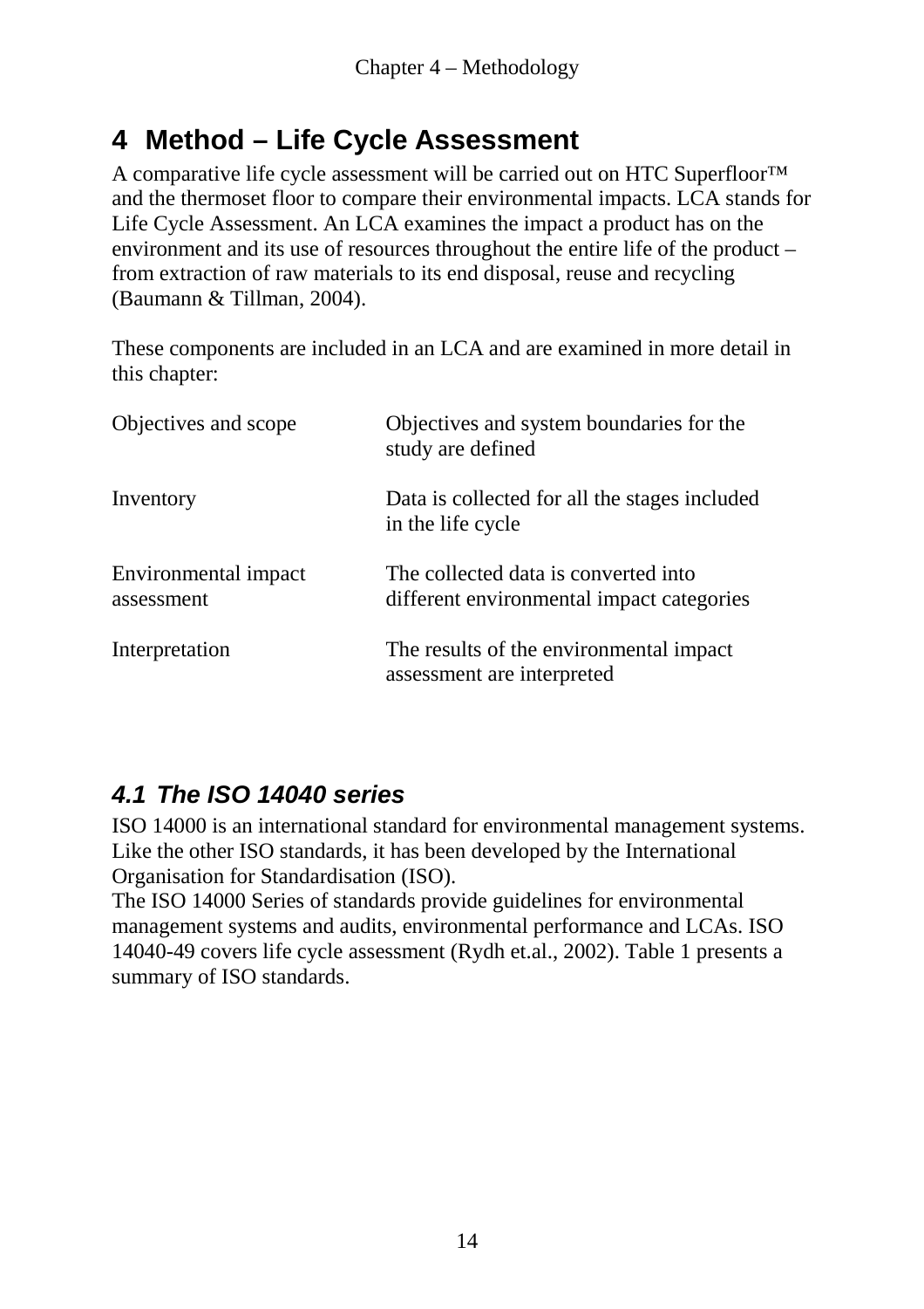# 4 Method – Life Cycle Assessment

A comparative life cycle assessment will be carried out on HTC Superfloor™ and the thermoset floor to compare their environmental impacts. LCA stands for Life Cycle Assessment. An LCA examines the impact a product has on the environment and its use of resources throughout the entire life of the product – from extraction of raw materials to its end disposal, reuse and recycling (Baumann & Tillman, 2004).

These components are included in an LCA and are examined in more detail in this chapter:

| | |
|---|---|
| Objectives and scope | Objectives and system boundaries for the study are defined |
| Inventory | Data is collected for all the stages included in the life cycle |
| Environmental impact assessment | The collected data is converted into different environmental impact categories |
| Interpretation | The results of the environmental impact assessment are interpreted |

## *4.1 The ISO 14040 series*

ISO 14000 is an international standard for environmental management systems. Like the other ISO standards, it has been developed by the International Organisation for Standardisation (ISO).
The ISO 14000 Series of standards provide guidelines for environmental management systems and audits, environmental performance and LCAs. ISO 14040-49 covers life cycle assessment (Rydh et.al., 2002). Table 1 presents a summary of ISO standards.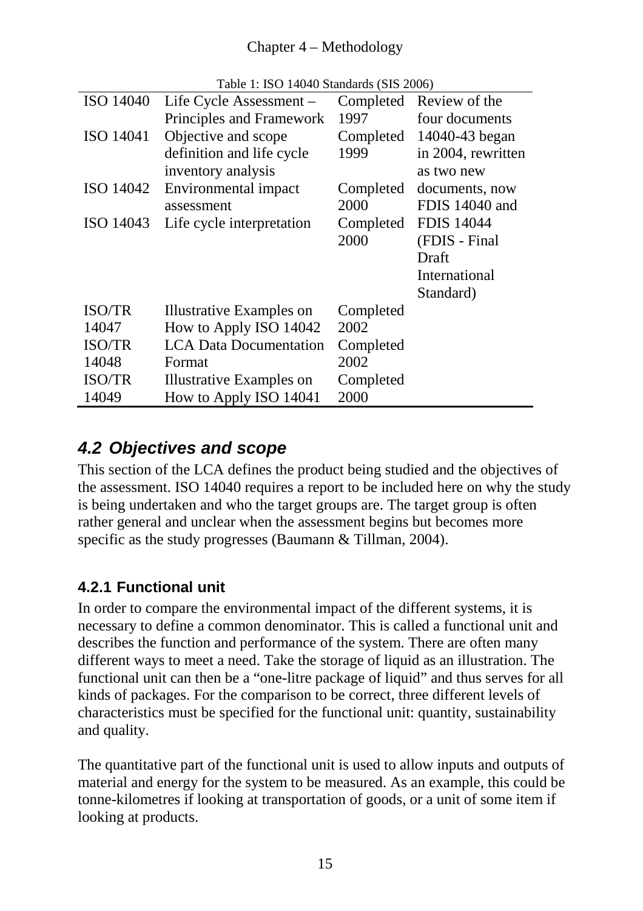Table 1: ISO 14040 Standards (SIS 2006)

| | | | |
|---|---|---|---|
| ISO 14040 | Life Cycle Assessment – Principles and Framework | Completed 1997 | Review of the four documents 14040-43 began in 2004, rewritten as two new documents, now FDIS 14040 and FDIS 14044 (FDIS - Final Draft International Standard) |
| ISO 14041 | Objective and scope definition and life cycle inventory analysis | Completed 1999 | |
| ISO 14042 | Environmental impact assessment | Completed 2000 | |
| ISO 14043 | Life cycle interpretation | Completed 2000 | |
| ISO/TR 14047 | Illustrative Examples on How to Apply ISO 14042 | Completed 2002 | |
| ISO/TR 14048 | LCA Data Documentation Format | Completed 2002 | |
| ISO/TR 14049 | Illustrative Examples on How to Apply ISO 14041 | Completed 2000 | |

## *4.2 Objectives and scope*

This section of the LCA defines the product being studied and the objectives of the assessment. ISO 14040 requires a report to be included here on why the study is being undertaken and who the target groups are. The target group is often rather general and unclear when the assessment begins but becomes more specific as the study progresses (Baumann & Tillman, 2004).

### 4.2.1 Functional unit

In order to compare the environmental impact of the different systems, it is necessary to define a common denominator. This is called a functional unit and describes the function and performance of the system. There are often many different ways to meet a need. Take the storage of liquid as an illustration. The functional unit can then be a "one-litre package of liquid" and thus serves for all kinds of packages. For the comparison to be correct, three different levels of characteristics must be specified for the functional unit: quantity, sustainability and quality.

The quantitative part of the functional unit is used to allow inputs and outputs of material and energy for the system to be measured. As an example, this could be tonne-kilometres if looking at transportation of goods, or a unit of some item if looking at products.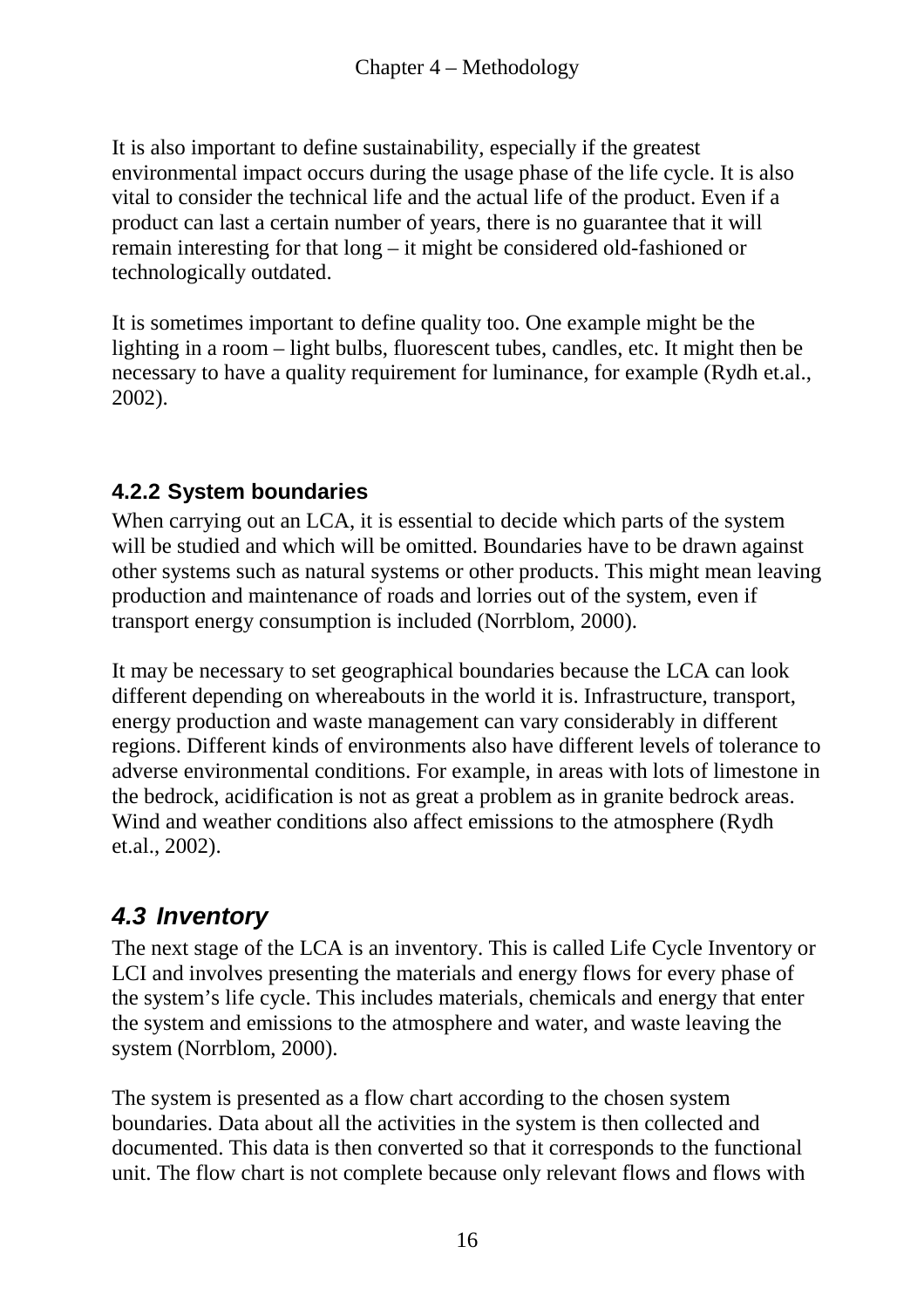It is also important to define sustainability, especially if the greatest environmental impact occurs during the usage phase of the life cycle. It is also vital to consider the technical life and the actual life of the product. Even if a product can last a certain number of years, there is no guarantee that it will remain interesting for that long – it might be considered old-fashioned or technologically outdated.

It is sometimes important to define quality too. One example might be the lighting in a room – light bulbs, fluorescent tubes, candles, etc. It might then be necessary to have a quality requirement for luminance, for example (Rydh et.al., 2002).

### 4.2.2 System boundaries

When carrying out an LCA, it is essential to decide which parts of the system will be studied and which will be omitted. Boundaries have to be drawn against other systems such as natural systems or other products. This might mean leaving production and maintenance of roads and lorries out of the system, even if transport energy consumption is included (Norrblom, 2000).

It may be necessary to set geographical boundaries because the LCA can look different depending on whereabouts in the world it is. Infrastructure, transport, energy production and waste management can vary considerably in different regions. Different kinds of environments also have different levels of tolerance to adverse environmental conditions. For example, in areas with lots of limestone in the bedrock, acidification is not as great a problem as in granite bedrock areas. Wind and weather conditions also affect emissions to the atmosphere (Rydh et.al., 2002).

## *4.3 Inventory*

The next stage of the LCA is an inventory. This is called Life Cycle Inventory or LCI and involves presenting the materials and energy flows for every phase of the system's life cycle. This includes materials, chemicals and energy that enter the system and emissions to the atmosphere and water, and waste leaving the system (Norrblom, 2000).

The system is presented as a flow chart according to the chosen system boundaries. Data about all the activities in the system is then collected and documented. This data is then converted so that it corresponds to the functional unit. The flow chart is not complete because only relevant flows and flows with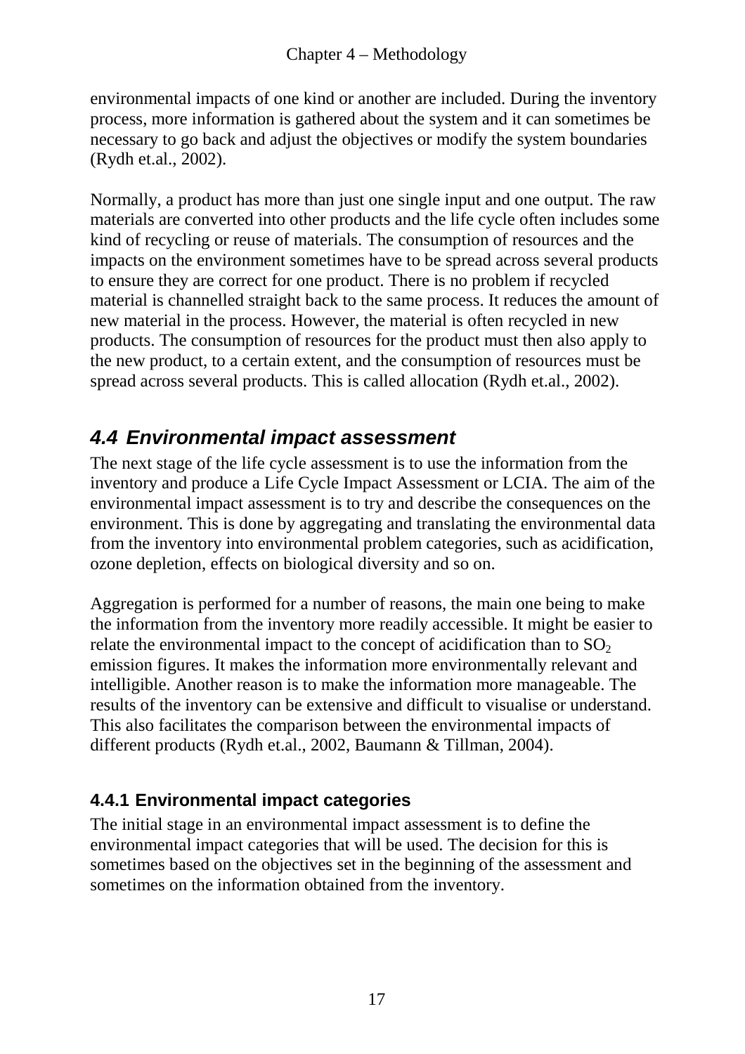environmental impacts of one kind or another are included. During the inventory process, more information is gathered about the system and it can sometimes be necessary to go back and adjust the objectives or modify the system boundaries (Rydh et.al., 2002).

Normally, a product has more than just one single input and one output. The raw materials are converted into other products and the life cycle often includes some kind of recycling or reuse of materials. The consumption of resources and the impacts on the environment sometimes have to be spread across several products to ensure they are correct for one product. There is no problem if recycled material is channelled straight back to the same process. It reduces the amount of new material in the process. However, the material is often recycled in new products. The consumption of resources for the product must then also apply to the new product, to a certain extent, and the consumption of resources must be spread across several products. This is called allocation (Rydh et.al., 2002).

## *4.4 Environmental impact assessment*

The next stage of the life cycle assessment is to use the information from the inventory and produce a Life Cycle Impact Assessment or LCIA. The aim of the environmental impact assessment is to try and describe the consequences on the environment. This is done by aggregating and translating the environmental data from the inventory into environmental problem categories, such as acidification, ozone depletion, effects on biological diversity and so on.

Aggregation is performed for a number of reasons, the main one being to make the information from the inventory more readily accessible. It might be easier to relate the environmental impact to the concept of acidification than to $SO_2$ emission figures. It makes the information more environmentally relevant and intelligible. Another reason is to make the information more manageable. The results of the inventory can be extensive and difficult to visualise or understand. This also facilitates the comparison between the environmental impacts of different products (Rydh et.al., 2002, Baumann & Tillman, 2004).

### 4.4.1 Environmental impact categories

The initial stage in an environmental impact assessment is to define the environmental impact categories that will be used. The decision for this is sometimes based on the objectives set in the beginning of the assessment and sometimes on the information obtained from the inventory.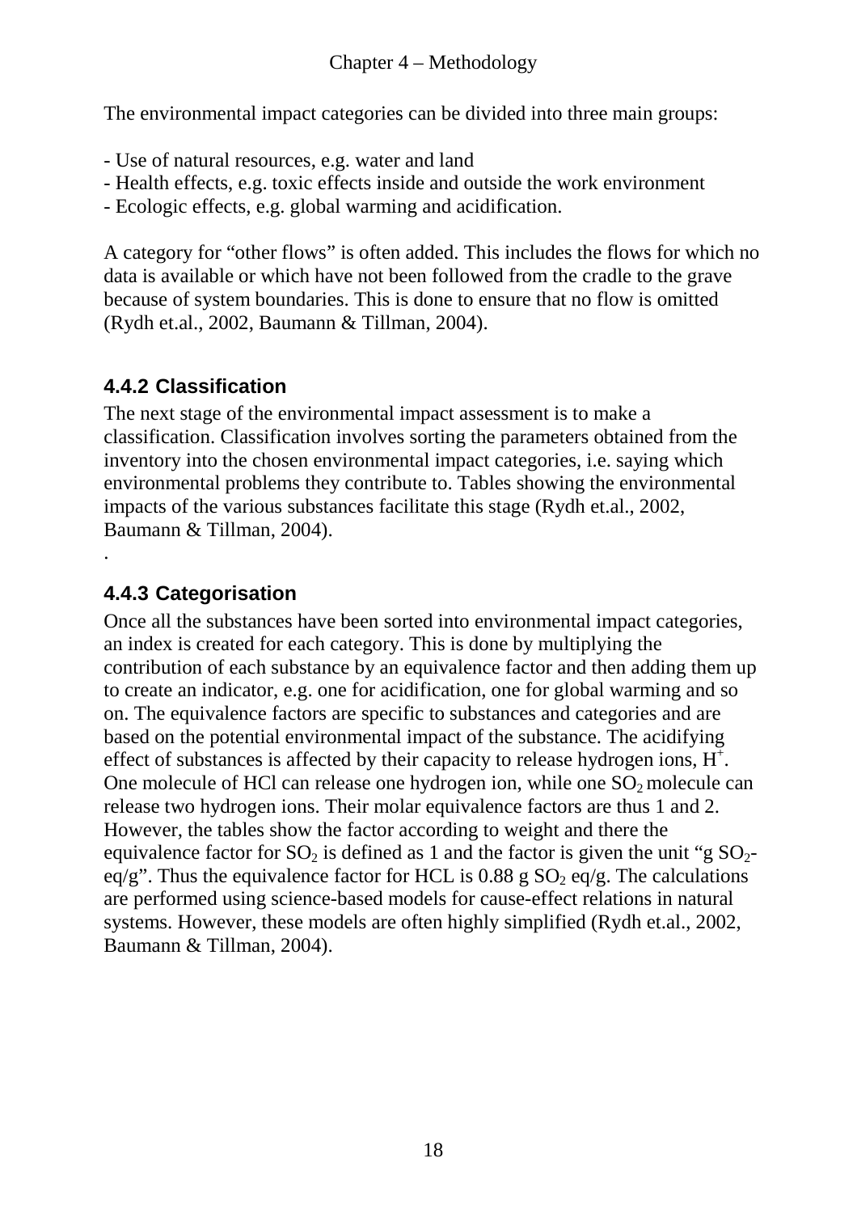The environmental impact categories can be divided into three main groups:

- Use of natural resources, e.g. water and land
- Health effects, e.g. toxic effects inside and outside the work environment
- Ecologic effects, e.g. global warming and acidification.

A category for "other flows" is often added. This includes the flows for which no data is available or which have not been followed from the cradle to the grave because of system boundaries. This is done to ensure that no flow is omitted (Rydh et.al., 2002, Baumann & Tillman, 2004).

### 4.4.2 Classification

The next stage of the environmental impact assessment is to make a classification. Classification involves sorting the parameters obtained from the inventory into the chosen environmental impact categories, i.e. saying which environmental problems they contribute to. Tables showing the environmental impacts of the various substances facilitate this stage (Rydh et.al., 2002, Baumann & Tillman, 2004).

.

### 4.4.3 Categorisation

Once all the substances have been sorted into environmental impact categories, an index is created for each category. This is done by multiplying the contribution of each substance by an equivalence factor and then adding them up to create an indicator, e.g. one for acidification, one for global warming and so on. The equivalence factors are specific to substances and categories and are based on the potential environmental impact of the substance. The acidifying effect of substances is affected by their capacity to release hydrogen ions, $H^+$. One molecule of HCl can release one hydrogen ion, while one $SO_2$ molecule can release two hydrogen ions. Their molar equivalence factors are thus 1 and 2. However, the tables show the factor according to weight and there the equivalence factor for $SO_2$ is defined as 1 and the factor is given the unit "g $SO_2$-eq/g". Thus the equivalence factor for HCL is 0.88 g $SO_2$ eq/g. The calculations are performed using science-based models for cause-effect relations in natural systems. However, these models are often highly simplified (Rydh et.al., 2002, Baumann & Tillman, 2004).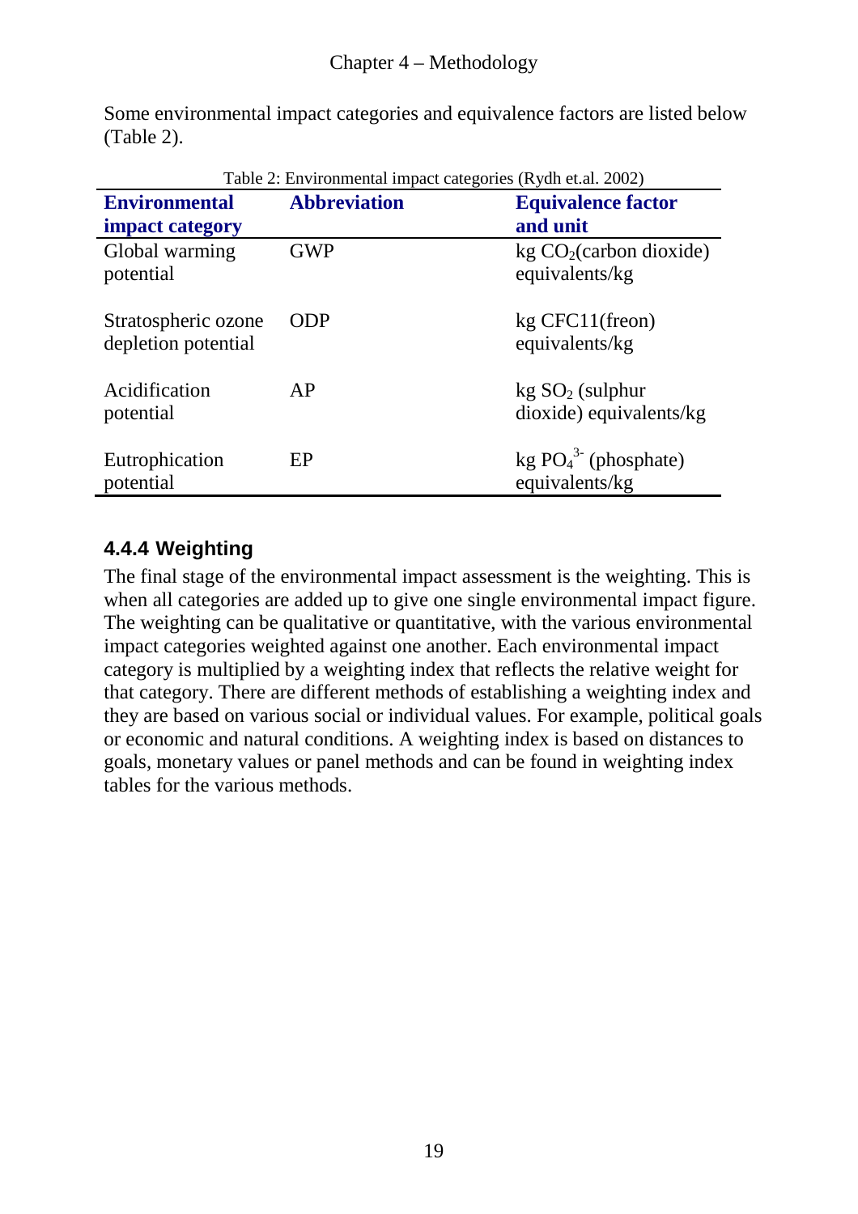Some environmental impact categories and equivalence factors are listed below (Table 2).

Table 2: Environmental impact categories (Rydh et.al. 2002)

| Environmental impact category | Abbreviation | Equivalence factor and unit |
|---|---|---|
| Global warming potential | GWP | kg $CO_2$(carbon dioxide) equivalents/kg |
| Stratospheric ozone depletion potential | ODP | kg CFC11(freon) equivalents/kg |
| Acidification potential | AP | kg $SO_2$ (sulphur dioxide) equivalents/kg |
| Eutrophication potential | EP | kg $PO_4^{3-}$ (phosphate) equivalents/kg |

### 4.4.4 Weighting

The final stage of the environmental impact assessment is the weighting. This is when all categories are added up to give one single environmental impact figure. The weighting can be qualitative or quantitative, with the various environmental impact categories weighted against one another. Each environmental impact category is multiplied by a weighting index that reflects the relative weight for that category. There are different methods of establishing a weighting index and they are based on various social or individual values. For example, political goals or economic and natural conditions. A weighting index is based on distances to goals, monetary values or panel methods and can be found in weighting index tables for the various methods.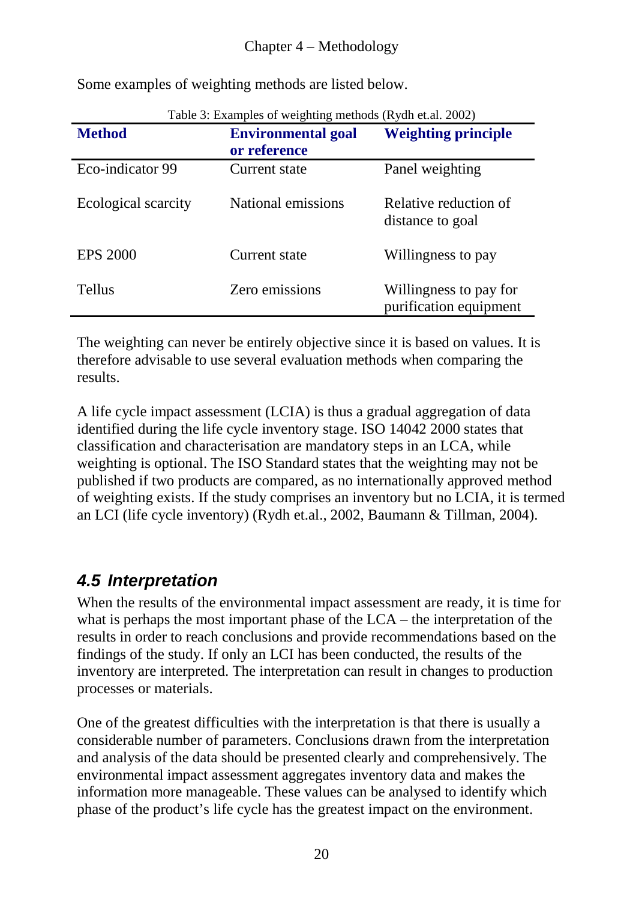Some examples of weighting methods are listed below.

Table 3: Examples of weighting methods (Rydh et.al. 2002)

| Method | Environmental goal or reference | Weighting principle |
|---|---|---|
| Eco-indicator 99 | Current state | Panel weighting |
| Ecological scarcity | National emissions | Relative reduction of distance to goal |
| EPS 2000 | Current state | Willingness to pay |
| Tellus | Zero emissions | Willingness to pay for purification equipment |

The weighting can never be entirely objective since it is based on values. It is therefore advisable to use several evaluation methods when comparing the results.

A life cycle impact assessment (LCIA) is thus a gradual aggregation of data identified during the life cycle inventory stage. ISO 14042 2000 states that classification and characterisation are mandatory steps in an LCA, while weighting is optional. The ISO Standard states that the weighting may not be published if two products are compared, as no internationally approved method of weighting exists. If the study comprises an inventory but no LCIA, it is termed an LCI (life cycle inventory) (Rydh et.al., 2002, Baumann & Tillman, 2004).

## *4.5 Interpretation*

When the results of the environmental impact assessment are ready, it is time for what is perhaps the most important phase of the LCA – the interpretation of the results in order to reach conclusions and provide recommendations based on the findings of the study. If only an LCI has been conducted, the results of the inventory are interpreted. The interpretation can result in changes to production processes or materials.

One of the greatest difficulties with the interpretation is that there is usually a considerable number of parameters. Conclusions drawn from the interpretation and analysis of the data should be presented clearly and comprehensively. The environmental impact assessment aggregates inventory data and makes the information more manageable. These values can be analysed to identify which phase of the product's life cycle has the greatest impact on the environment.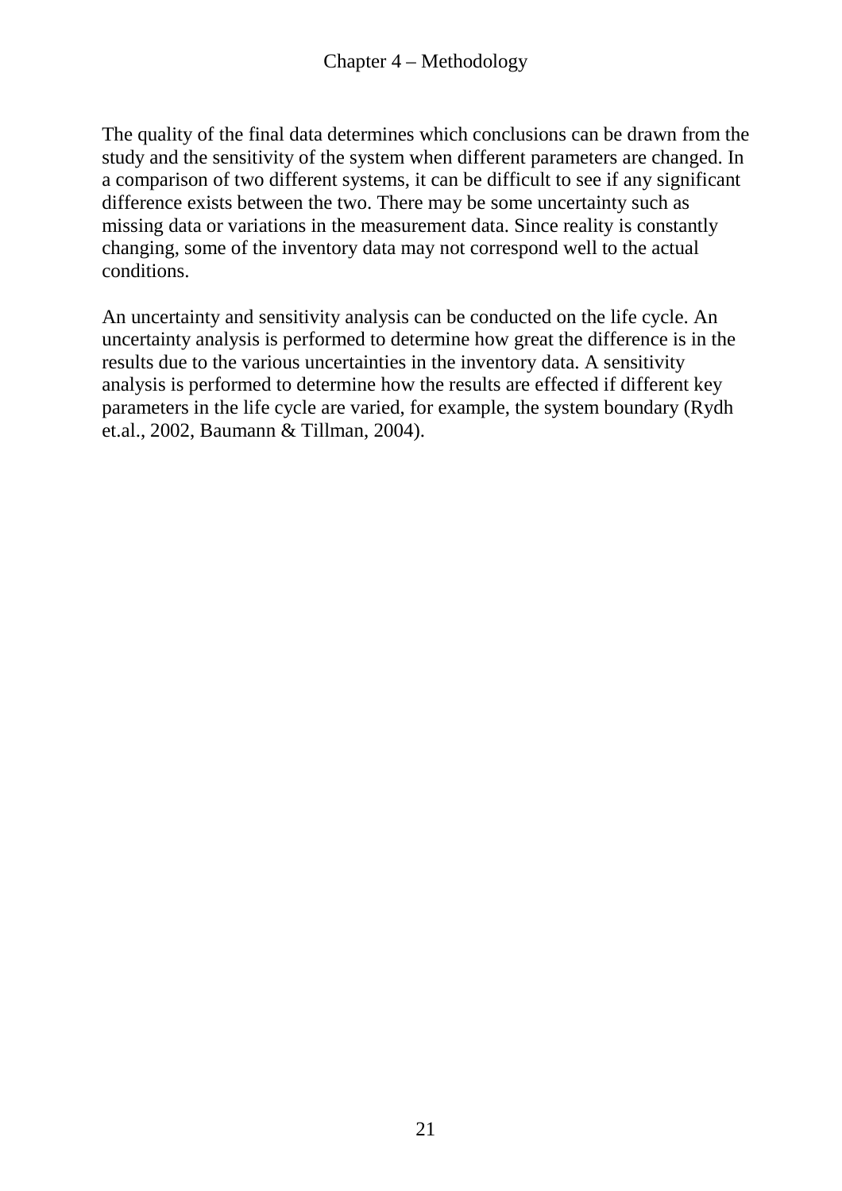The quality of the final data determines which conclusions can be drawn from the study and the sensitivity of the system when different parameters are changed. In a comparison of two different systems, it can be difficult to see if any significant difference exists between the two. There may be some uncertainty such as missing data or variations in the measurement data. Since reality is constantly changing, some of the inventory data may not correspond well to the actual conditions.

An uncertainty and sensitivity analysis can be conducted on the life cycle. An uncertainty analysis is performed to determine how great the difference is in the results due to the various uncertainties in the inventory data. A sensitivity analysis is performed to determine how the results are effected if different key parameters in the life cycle are varied, for example, the system boundary (Rydh et.al., 2002, Baumann & Tillman, 2004).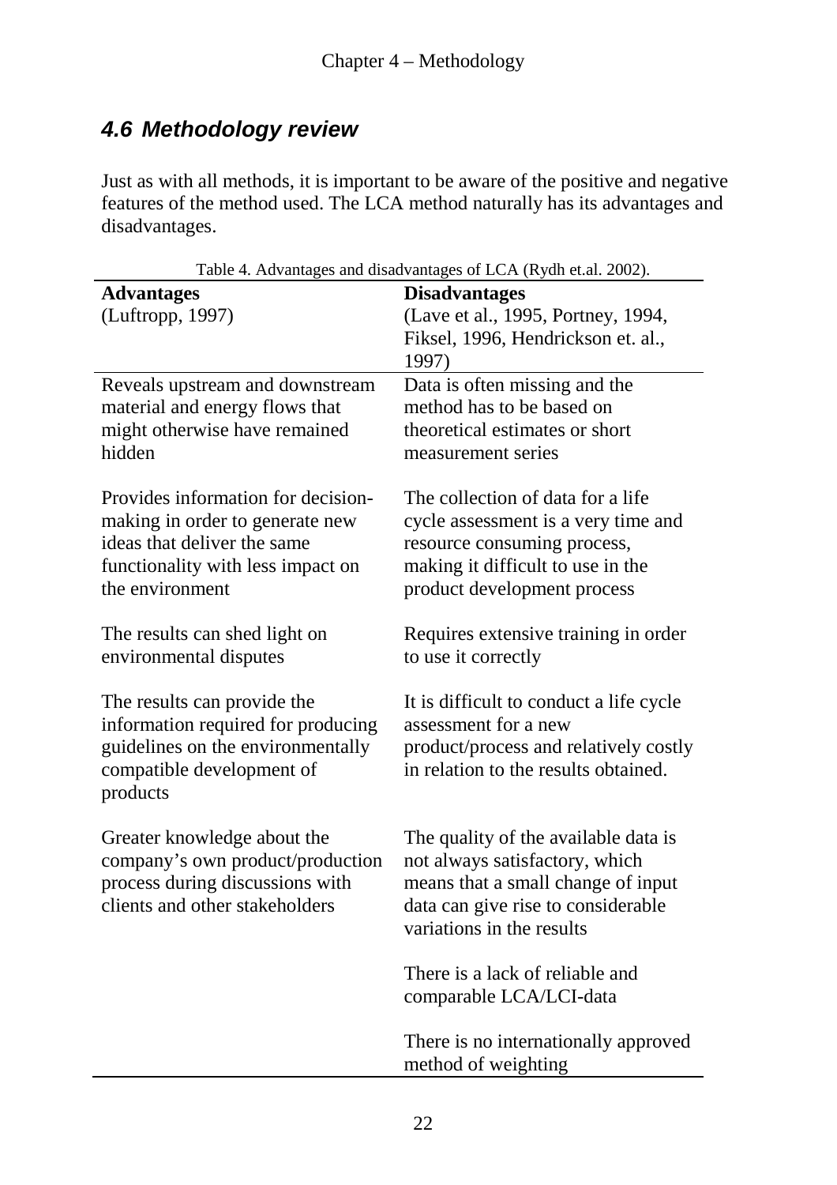## 4.6 Methodology review

Just as with all methods, it is important to be aware of the positive and negative features of the method used. The LCA method naturally has its advantages and disadvantages.

Table 4. Advantages and disadvantages of LCA (Rydh et.al. 2002).

| **Advantages** (Luftropp, 1997) | **Disadvantages** (Lave et al., 1995, Portney, 1994, Fiksel, 1996, Hendrickson et. al., 1997) |
|---|---|
| Reveals upstream and downstream material and energy flows that might otherwise have remained hidden | Data is often missing and the method has to be based on theoretical estimates or short measurement series |
| Provides information for decision-making in order to generate new ideas that deliver the same functionality with less impact on the environment | The collection of data for a life cycle assessment is a very time and resource consuming process, making it difficult to use in the product development process |
| The results can shed light on environmental disputes | Requires extensive training in order to use it correctly |
| The results can provide the information required for producing guidelines on the environmentally compatible development of products | It is difficult to conduct a life cycle assessment for a new product/process and relatively costly in relation to the results obtained. |
| Greater knowledge about the company's own product/production process during discussions with clients and other stakeholders | The quality of the available data is not always satisfactory, which means that a small change of input data can give rise to considerable variations in the results |
| | There is a lack of reliable and comparable LCA/LCI-data |
| | There is no internationally approved method of weighting |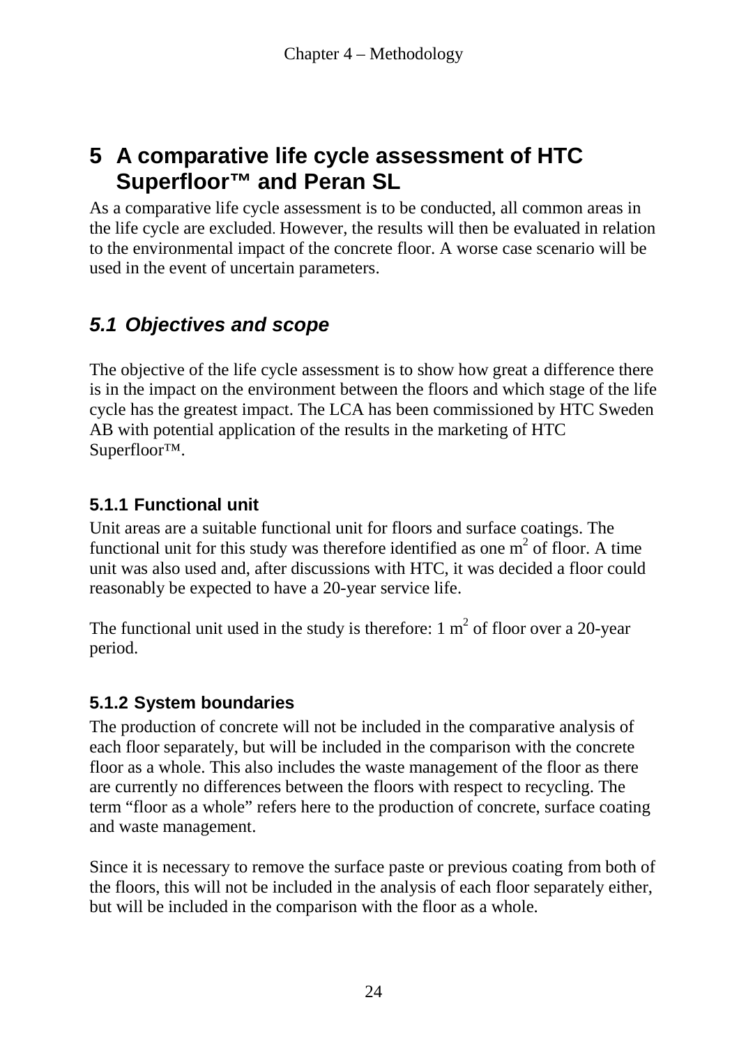# 5 A comparative life cycle assessment of HTC Superfloor™ and Peran SL

As a comparative life cycle assessment is to be conducted, all common areas in the life cycle are excluded. However, the results will then be evaluated in relation to the environmental impact of the concrete floor. A worse case scenario will be used in the event of uncertain parameters.

## 5.1 *Objectives and scope*

The objective of the life cycle assessment is to show how great a difference there is in the impact on the environment between the floors and which stage of the life cycle has the greatest impact. The LCA has been commissioned by HTC Sweden AB with potential application of the results in the marketing of HTC Superfloor™.

### 5.1.1 Functional unit

Unit areas are a suitable functional unit for floors and surface coatings. The functional unit for this study was therefore identified as one $m^2$ of floor. A time unit was also used and, after discussions with HTC, it was decided a floor could reasonably be expected to have a 20-year service life.

The functional unit used in the study is therefore: 1 $m^2$ of floor over a 20-year period.

### 5.1.2 System boundaries

The production of concrete will not be included in the comparative analysis of each floor separately, but will be included in the comparison with the concrete floor as a whole. This also includes the waste management of the floor as there are currently no differences between the floors with respect to recycling. The term "floor as a whole" refers here to the production of concrete, surface coating and waste management.

Since it is necessary to remove the surface paste or previous coating from both of the floors, this will not be included in the analysis of each floor separately either, but will be included in the comparison with the floor as a whole.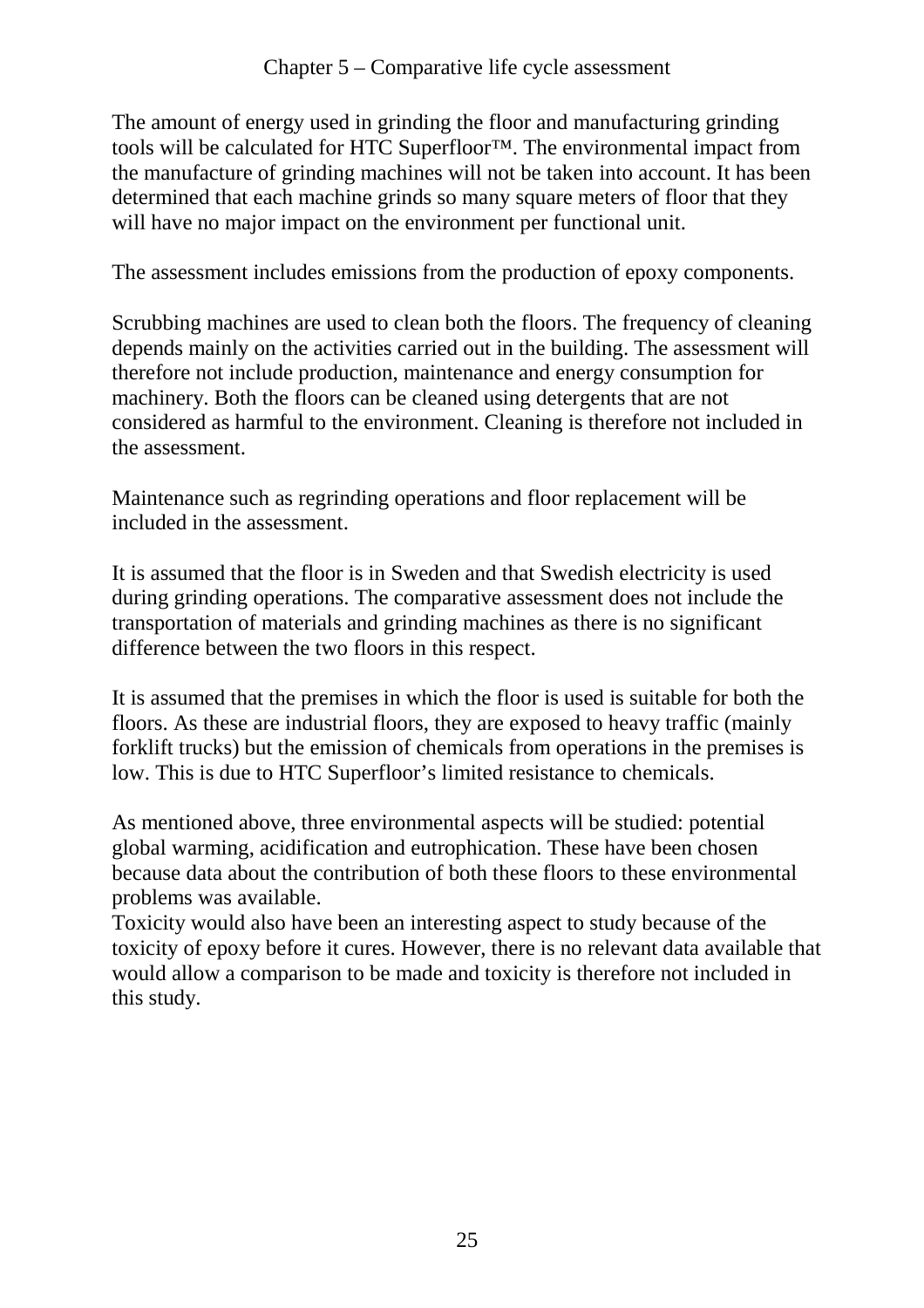The amount of energy used in grinding the floor and manufacturing grinding tools will be calculated for HTC Superfloor™. The environmental impact from the manufacture of grinding machines will not be taken into account. It has been determined that each machine grinds so many square meters of floor that they will have no major impact on the environment per functional unit.

The assessment includes emissions from the production of epoxy components.

Scrubbing machines are used to clean both the floors. The frequency of cleaning depends mainly on the activities carried out in the building. The assessment will therefore not include production, maintenance and energy consumption for machinery. Both the floors can be cleaned using detergents that are not considered as harmful to the environment. Cleaning is therefore not included in the assessment.

Maintenance such as regrinding operations and floor replacement will be included in the assessment.

It is assumed that the floor is in Sweden and that Swedish electricity is used during grinding operations. The comparative assessment does not include the transportation of materials and grinding machines as there is no significant difference between the two floors in this respect.

It is assumed that the premises in which the floor is used is suitable for both the floors. As these are industrial floors, they are exposed to heavy traffic (mainly forklift trucks) but the emission of chemicals from operations in the premises is low. This is due to HTC Superfloor's limited resistance to chemicals.

As mentioned above, three environmental aspects will be studied: potential global warming, acidification and eutrophication. These have been chosen because data about the contribution of both these floors to these environmental problems was available.
Toxicity would also have been an interesting aspect to study because of the toxicity of epoxy before it cures. However, there is no relevant data available that would allow a comparison to be made and toxicity is therefore not included in this study.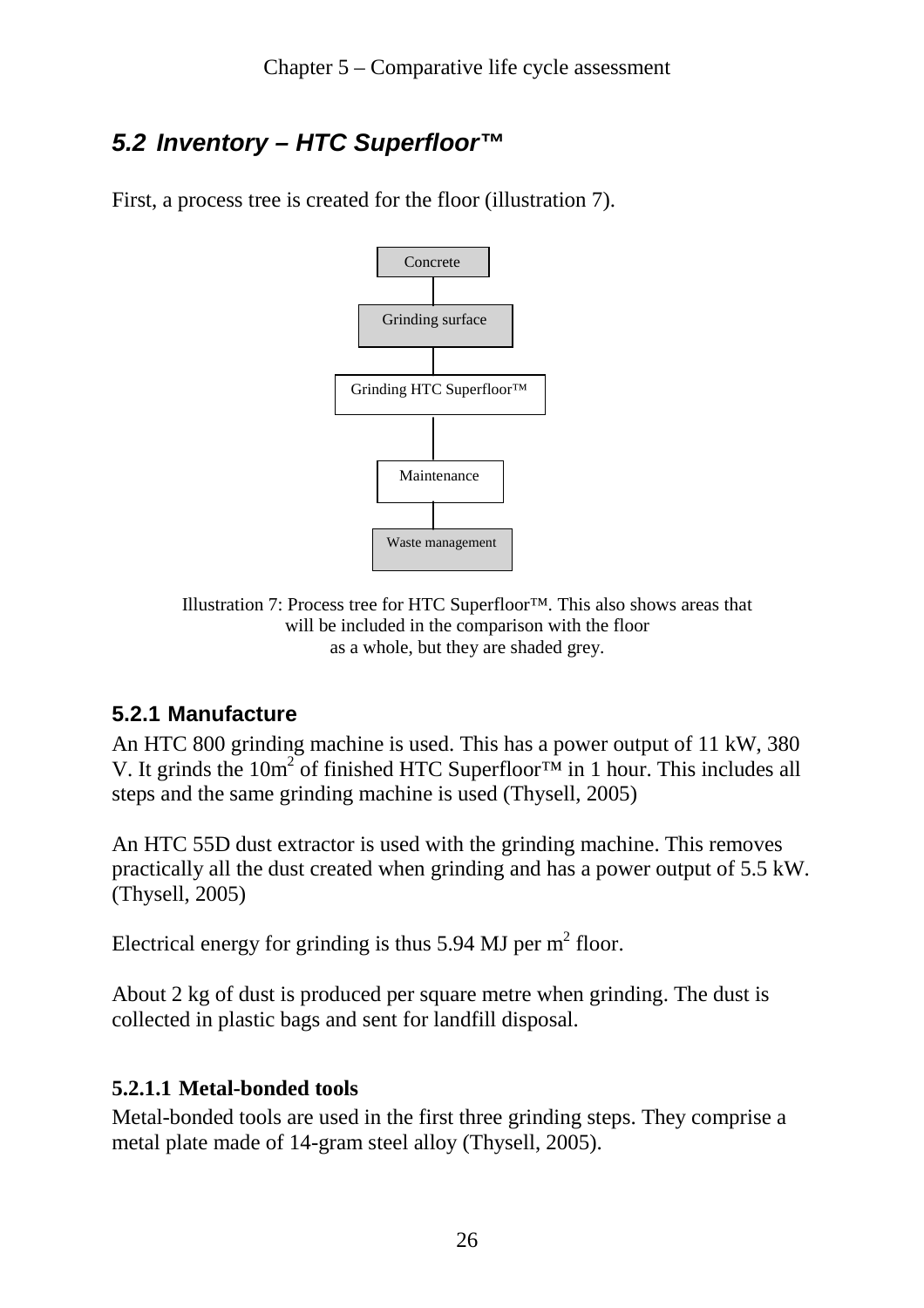## 5.2 Inventory – HTC Superfloor™

First, a process tree is created for the floor (illustration 7).

Concrete

Grinding surface

Grinding HTC Superfloor™

Maintenance

Waste management

Illustration 7: Process tree for HTC Superfloor™. This also shows areas that will be included in the comparison with the floor as a whole, but they are shaded grey.

### 5.2.1 Manufacture

An HTC 800 grinding machine is used. This has a power output of 11 kW, 380 V. It grinds the 10m$^2$ of finished HTC Superfloor™ in 1 hour. This includes all steps and the same grinding machine is used (Thysell, 2005)

An HTC 55D dust extractor is used with the grinding machine. This removes practically all the dust created when grinding and has a power output of 5.5 kW. (Thysell, 2005)

Electrical energy for grinding is thus 5.94 MJ per m$^2$ floor.

About 2 kg of dust is produced per square metre when grinding. The dust is collected in plastic bags and sent for landfill disposal.

#### 5.2.1.1 Metal-bonded tools

Metal-bonded tools are used in the first three grinding steps. They comprise a metal plate made of 14-gram steel alloy (Thysell, 2005).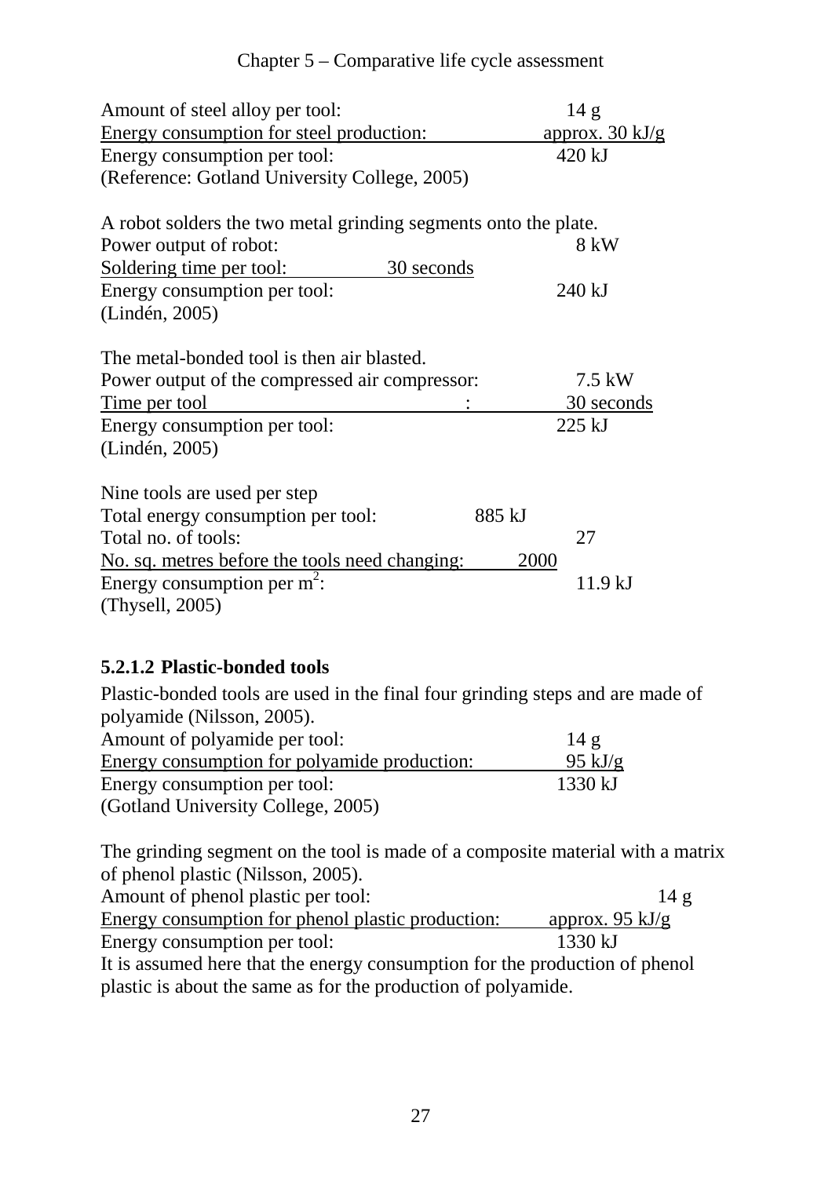Amount of steel alloy per tool: 14 g
Energy consumption for steel production: approx. 30 kJ/g
Energy consumption per tool: 420 kJ
(Reference: Gotland University College, 2005)

A robot solders the two metal grinding segments onto the plate.
Power output of robot: 8 kW
Soldering time per tool: 30 seconds
Energy consumption per tool: 240 kJ
(Lindén, 2005)

The metal-bonded tool is then air blasted.
Power output of the compressed air compressor: 7.5 kW
Time per tool : 30 seconds
Energy consumption per tool: 225 kJ
(Lindén, 2005)

Nine tools are used per step
Total energy consumption per tool: 885 kJ
Total no. of tools: 27
No. sq. metres before the tools need changing: 2000
Energy consumption per $m^2$: 11.9 kJ
(Thysell, 2005)

#### 5.2.1.2 Plastic-bonded tools

Plastic-bonded tools are used in the final four grinding steps and are made of polyamide (Nilsson, 2005).
Amount of polyamide per tool: 14 g
Energy consumption for polyamide production: 95 kJ/g
Energy consumption per tool: 1330 kJ
(Gotland University College, 2005)

The grinding segment on the tool is made of a composite material with a matrix of phenol plastic (Nilsson, 2005).
Amount of phenol plastic per tool: 14 g
Energy consumption for phenol plastic production: approx. 95 kJ/g
Energy consumption per tool: 1330 kJ
It is assumed here that the energy consumption for the production of phenol plastic is about the same as for the production of polyamide.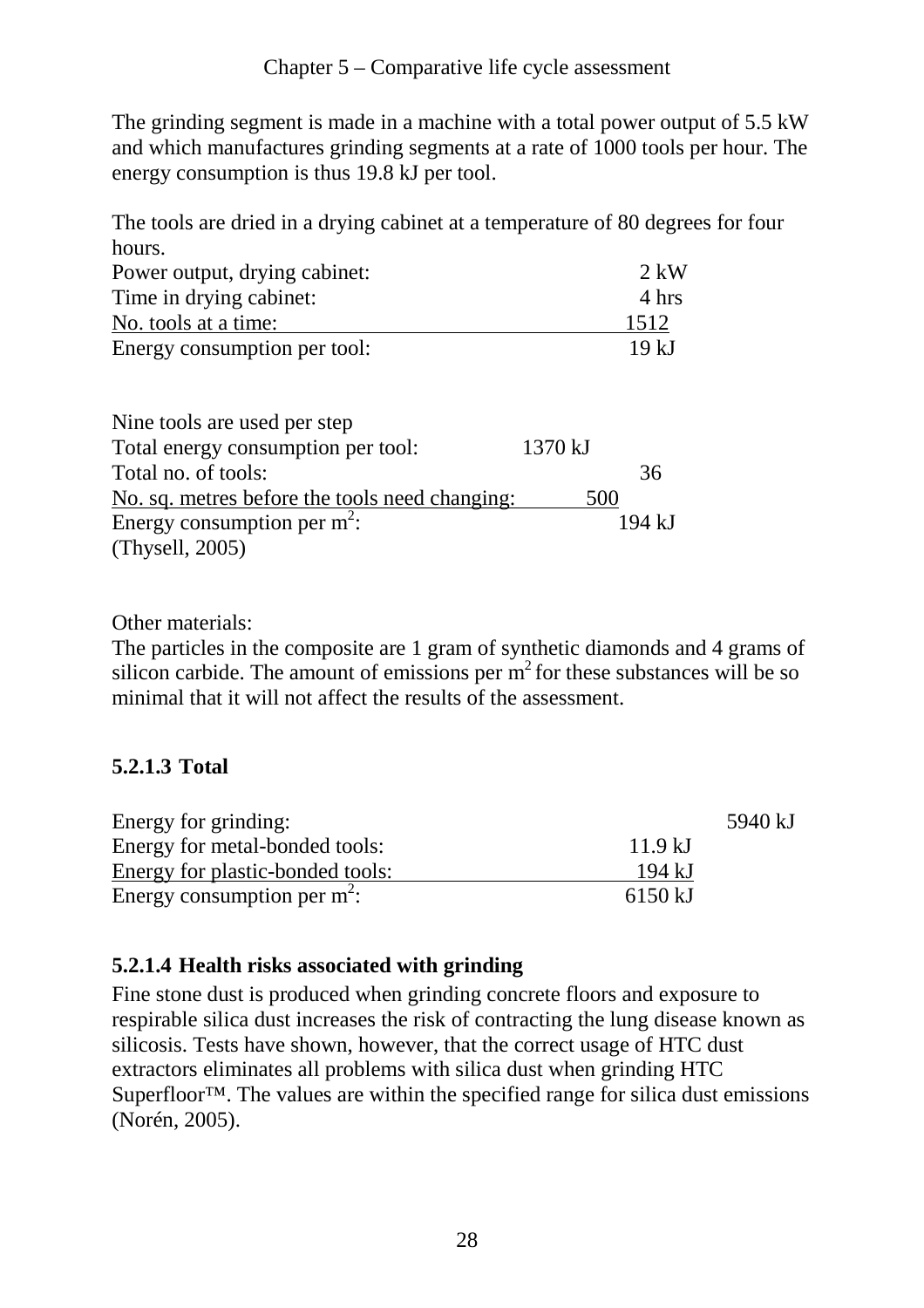The grinding segment is made in a machine with a total power output of 5.5 kW and which manufactures grinding segments at a rate of 1000 tools per hour. The energy consumption is thus 19.8 kJ per tool.

The tools are dried in a drying cabinet at a temperature of 80 degrees for four hours.

| | |
|---|---|
| Power output, drying cabinet: | 2 kW |
| Time in drying cabinet: | 4 hrs |
| No. tools at a time: | 1512 |
| Energy consumption per tool: | 19 kJ |

| | |
|---|---|
| Nine tools are used per step | |
| Total energy consumption per tool: | 1370 kJ |
| Total no. of tools: | 36 |
| No. sq. metres before the tools need changing: | 500 |
| Energy consumption per $m^2$: | 194 kJ |

(Thysell, 2005)

Other materials:

The particles in the composite are 1 gram of synthetic diamonds and 4 grams of silicon carbide. The amount of emissions per $m^2$ for these substances will be so minimal that it will not affect the results of the assessment.

#### 5.2.1.3 Total

| | | |
|---|---|---|
| Energy for grinding: | | 5940 kJ |
| Energy for metal-bonded tools: | 11.9 kJ | |
| Energy for plastic-bonded tools: | 194 kJ | |
| Energy consumption per $m^2$: | 6150 kJ | |

#### 5.2.1.4 Health risks associated with grinding

Fine stone dust is produced when grinding concrete floors and exposure to respirable silica dust increases the risk of contracting the lung disease known as silicosis. Tests have shown, however, that the correct usage of HTC dust extractors eliminates all problems with silica dust when grinding HTC Superfloor™. The values are within the specified range for silica dust emissions (Norén, 2005).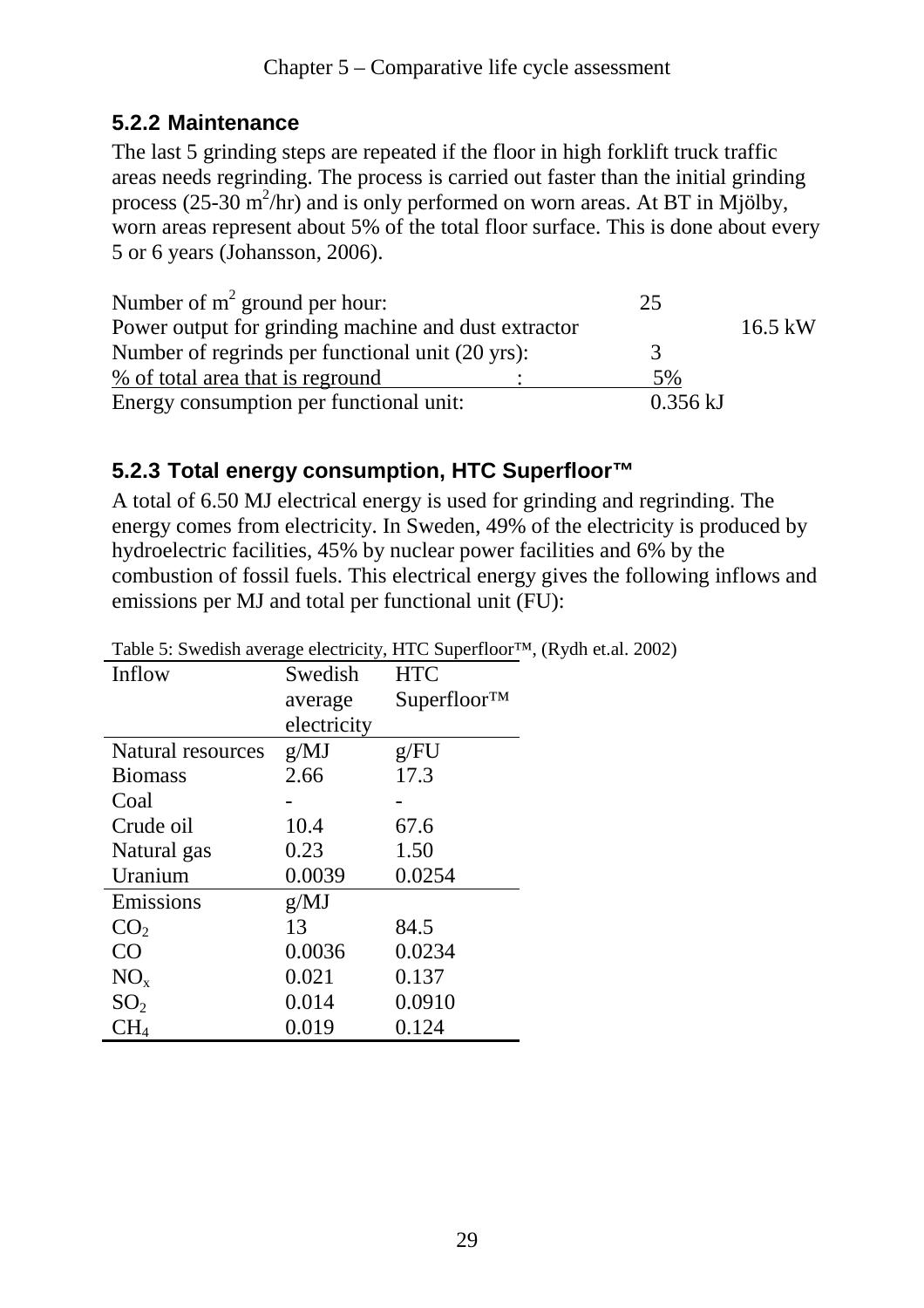### 5.2.2 Maintenance

The last 5 grinding steps are repeated if the floor in high forklift truck traffic areas needs regrinding. The process is carried out faster than the initial grinding process (25-30 $m^2$/hr) and is only performed on worn areas. At BT in Mjölby, worn areas represent about 5% of the total floor surface. This is done about every 5 or 6 years (Johansson, 2006).

| | | |
|---|---|---|
| Number of $m^2$ ground per hour: | 25 | |
| Power output for grinding machine and dust extractor | | 16.5 kW |
| Number of regrinds per functional unit (20 yrs): | 3 | |
| % of total area that is reground : | 5% | |
| Energy consumption per functional unit: | 0.356 kJ | |

### 5.2.3 Total energy consumption, HTC Superfloor™

A total of 6.50 MJ electrical energy is used for grinding and regrinding. The energy comes from electricity. In Sweden, 49% of the electricity is produced by hydroelectric facilities, 45% by nuclear power facilities and 6% by the combustion of fossil fuels. This electrical energy gives the following inflows and emissions per MJ and total per functional unit (FU):

Table 5: Swedish average electricity, HTC Superfloor™, (Rydh et.al. 2002)

| Inflow | Swedish average electricity | HTC Superfloor™ |
|---|---|---|
| Natural resources | g/MJ | g/FU |
| Biomass | 2.66 | 17.3 |
| Coal | - | - |
| Crude oil | 10.4 | 67.6 |
| Natural gas | 0.23 | 1.50 |
| Uranium | 0.0039 | 0.0254 |
| Emissions | g/MJ | |
| $CO_2$ | 13 | 84.5 |
| CO | 0.0036 | 0.0234 |
| $NO_x$ | 0.021 | 0.137 |
| $SO_2$ | 0.014 | 0.0910 |
| $CH_4$ | 0.019 | 0.124 |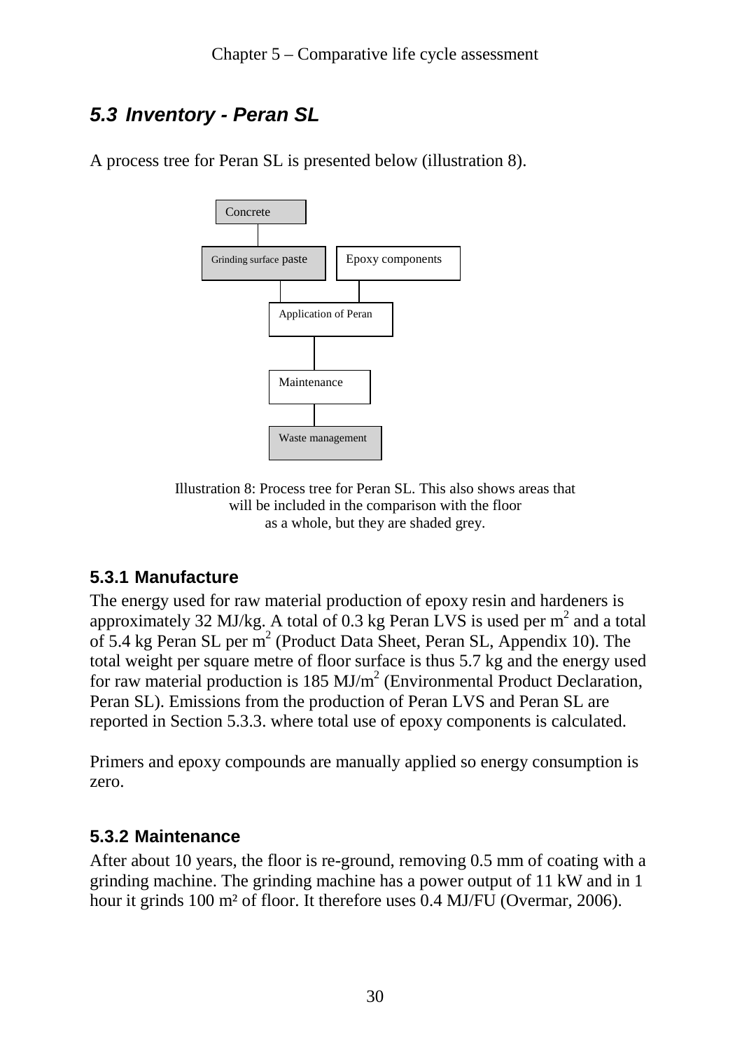## 5.3 Inventory - Peran SL

A process tree for Peran SL is presented below (illustration 8).

Concrete

Grinding surface paste

Epoxy components

Application of Peran

Maintenance

Waste management

Illustration 8: Process tree for Peran SL. This also shows areas that will be included in the comparison with the floor as a whole, but they are shaded grey.

### 5.3.1 Manufacture

The energy used for raw material production of epoxy resin and hardeners is approximately 32 MJ/kg. A total of 0.3 kg Peran LVS is used per $m^2$ and a total of 5.4 kg Peran SL per $m^2$ (Product Data Sheet, Peran SL, Appendix 10). The total weight per square metre of floor surface is thus 5.7 kg and the energy used for raw material production is 185 MJ/$m^2$ (Environmental Product Declaration, Peran SL). Emissions from the production of Peran LVS and Peran SL are reported in Section 5.3.3. where total use of epoxy components is calculated.

Primers and epoxy compounds are manually applied so energy consumption is zero.

### 5.3.2 Maintenance

After about 10 years, the floor is re-ground, removing 0.5 mm of coating with a grinding machine. The grinding machine has a power output of 11 kW and in 1 hour it grinds 100 $m^2$ of floor. It therefore uses 0.4 MJ/FU (Overmar, 2006).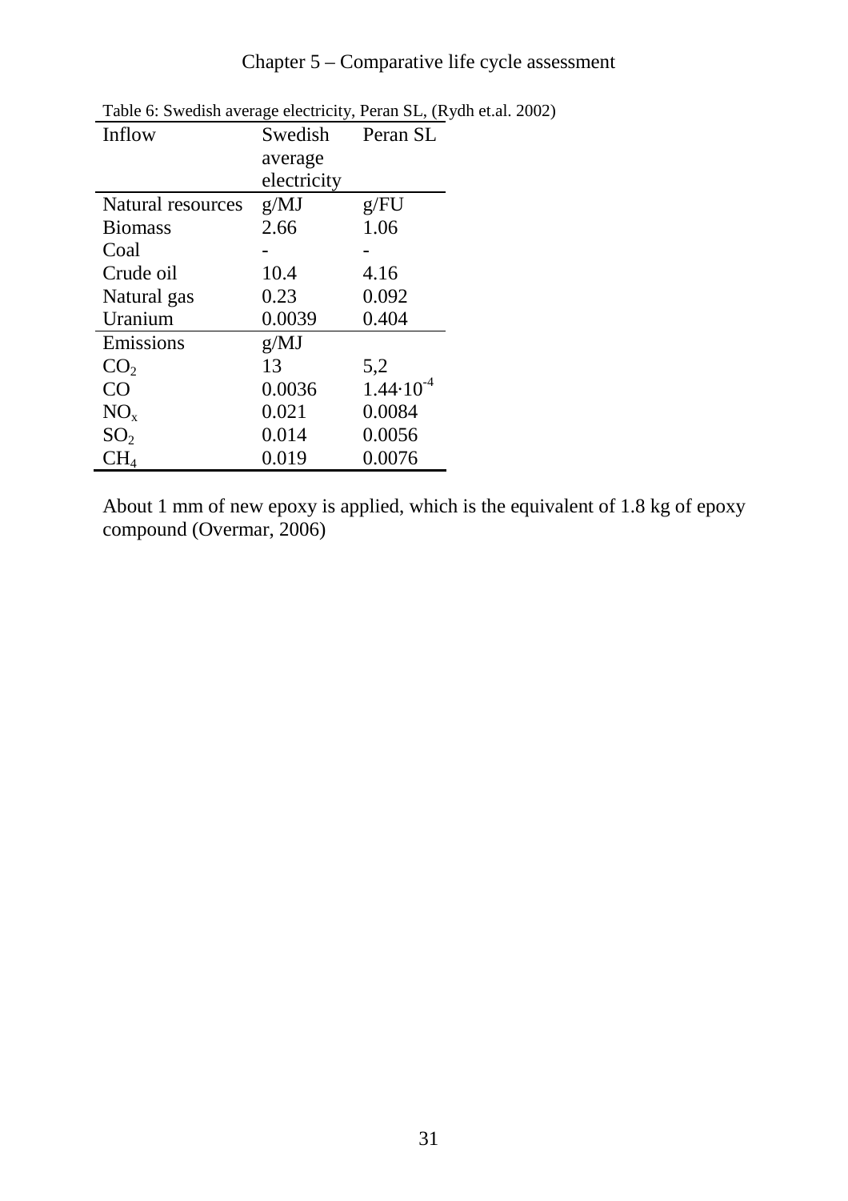Table 6: Swedish average electricity, Peran SL, (Rydh et.al. 2002)

| Inflow | Swedish average electricity | Peran SL |
|---|---|---|
| Natural resources | g/MJ | g/FU |
| Biomass | 2.66 | 1.06 |
| Coal | - | - |
| Crude oil | 10.4 | 4.16 |
| Natural gas | 0.23 | 0.092 |
| Uranium | 0.0039 | 0.404 |
| Emissions | g/MJ | |
| $CO_2$ | 13 | 5,2 |
| CO | 0.0036 | $1.44 \cdot 10^{-4}$ |
| $NO_x$ | 0.021 | 0.0084 |
| $SO_2$ | 0.014 | 0.0056 |
| $CH_4$ | 0.019 | 0.0076 |

About 1 mm of new epoxy is applied, which is the equivalent of 1.8 kg of epoxy compound (Overmar, 2006)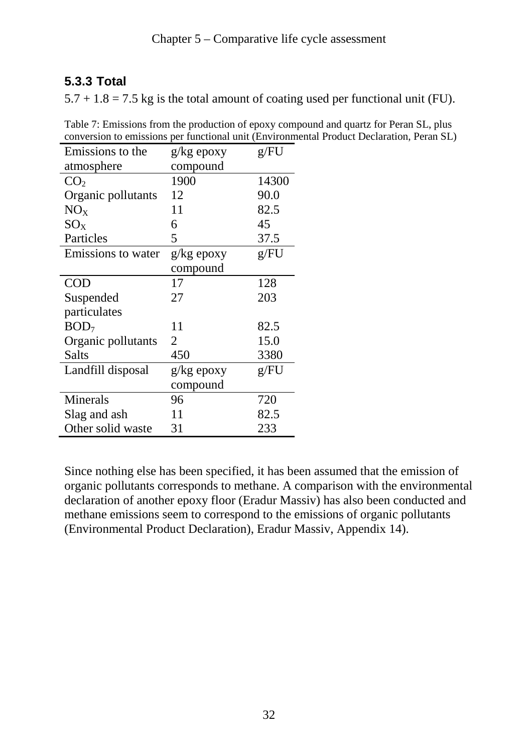### 5.3.3 Total

5.7 + 1.8 = 7.5 kg is the total amount of coating used per functional unit (FU).

Table 7: Emissions from the production of epoxy compound and quartz for Peran SL, plus conversion to emissions per functional unit (Environmental Product Declaration, Peran SL)

| Emissions to the atmosphere | g/kg epoxy compound | g/FU |
|---|---|---|
| $CO_2$ | 1900 | 14300 |
| Organic pollutants | 12 | 90.0 |
| $NO_X$ | 11 | 82.5 |
| $SO_X$ | 6 | 45 |
| Particles | 5 | 37.5 |
| **Emissions to water** | **g/kg epoxy compound** | **g/FU** |
| COD | 17 | 128 |
| Suspended particulates | 27 | 203 |
| $BOD_7$ | 11 | 82.5 |
| Organic pollutants | 2 | 15.0 |
| Salts | 450 | 3380 |
| **Landfill disposal** | **g/kg epoxy compound** | **g/FU** |
| Minerals | 96 | 720 |
| Slag and ash | 11 | 82.5 |
| Other solid waste | 31 | 233 |

Since nothing else has been specified, it has been assumed that the emission of organic pollutants corresponds to methane. A comparison with the environmental declaration of another epoxy floor (Eradur Massiv) has also been conducted and methane emissions seem to correspond to the emissions of organic pollutants (Environmental Product Declaration), Eradur Massiv, Appendix 14).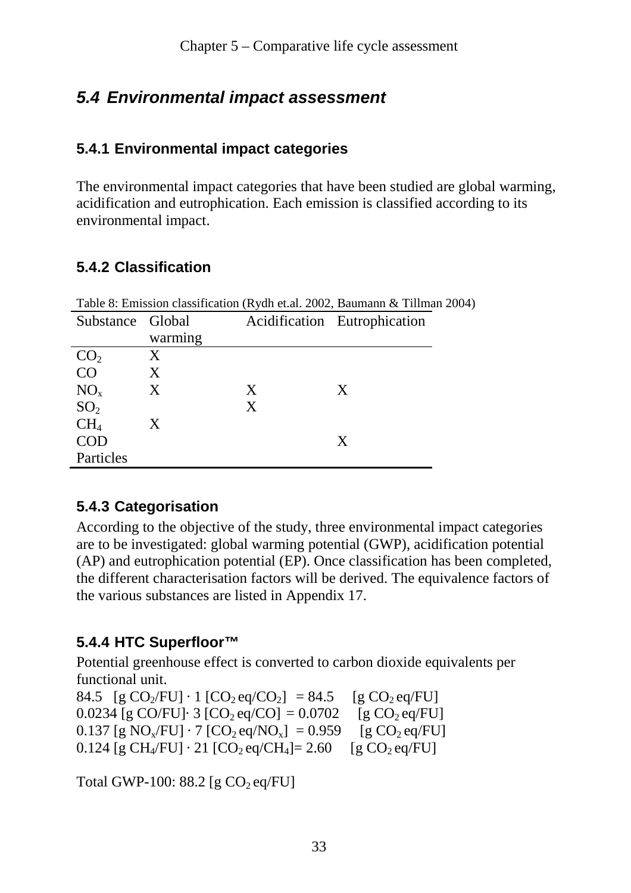## 5.4 Environmental impact assessment

### 5.4.1 Environmental impact categories

The environmental impact categories that have been studied are global warming, acidification and eutrophication. Each emission is classified according to its environmental impact.

### 5.4.2 Classification

Table 8: Emission classification (Rydh et.al. 2002, Baumann & Tillman 2004)

| Substance | Global warming | Acidification | Eutrophication |
|---|---|---|---|
| $CO_2$ | X | | |
| CO | X | | |
| $NO_x$ | X | X | X |
| $SO_2$ | | X | |
| $CH_4$ | X | | |
| COD | | | X |
| Particles | | | |

### 5.4.3 Categorisation

According to the objective of the study, three environmental impact categories are to be investigated: global warming potential (GWP), acidification potential (AP) and eutrophication potential (EP). Once classification has been completed, the different characterisation factors will be derived. The equivalence factors of the various substances are listed in Appendix 17.

### 5.4.4 HTC Superfloor™

Potential greenhouse effect is converted to carbon dioxide equivalents per functional unit.

84.5 [g $CO_2$/FU] · 1 [$CO_2$ eq/$CO_2$] = 84.5 [g $CO_2$ eq/FU]
0.0234 [g CO/FU]· 3 [$CO_2$ eq/CO] = 0.0702 [g $CO_2$ eq/FU]
0.137 [g $NO_x$/FU] · 7 [$CO_2$ eq/$NO_x$] = 0.959 [g $CO_2$ eq/FU]
0.124 [g $CH_4$/FU] · 21 [$CO_2$ eq/$CH_4$]= 2.60 [g $CO_2$ eq/FU]

Total GWP-100: 88.2 [g $CO_2$ eq/FU]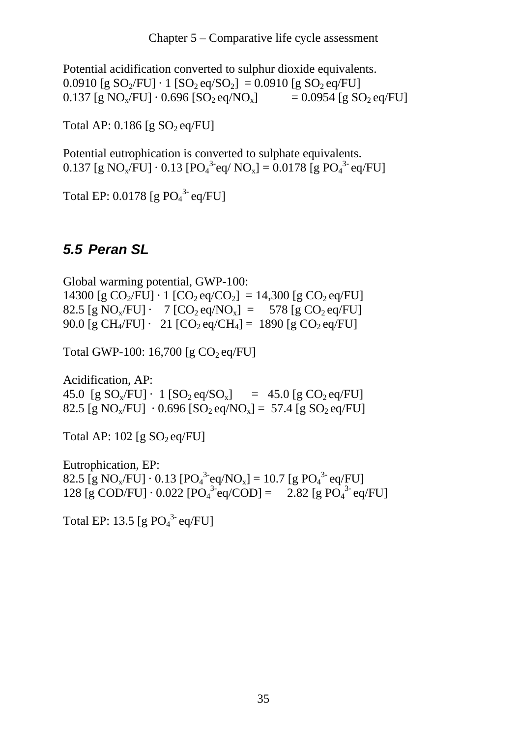Potential acidification converted to sulphur dioxide equivalents.
0.0910 [g $SO_2$/FU] · 1 [$SO_2$ eq/$SO_2$] = 0.0910 [g $SO_2$ eq/FU]
0.137 [g $NO_x$/FU] · 0.696 [$SO_2$ eq/$NO_x$] = 0.0954 [g $SO_2$ eq/FU]

Total AP: 0.186 [g $SO_2$ eq/FU]

Potential eutrophication is converted to sulphate equivalents.
0.137 [g $NO_x$/FU] · 0.13 [$PO_4^{3-}$eq/ $NO_x$] = 0.0178 [g $PO_4^{3-}$ eq/FU]

Total EP: 0.0178 [g $PO_4^{3-}$ eq/FU]

## *5.5 Peran SL*

Global warming potential, GWP-100:
14300 [g $CO_2$/FU] · 1 [$CO_2$ eq/$CO_2$] = 14,300 [g $CO_2$ eq/FU]
82.5 [g $NO_x$/FU] · 7 [$CO_2$ eq/$NO_x$] = 578 [g $CO_2$ eq/FU]
90.0 [g $CH_4$/FU] · 21 [$CO_2$ eq/$CH_4$] = 1890 [g $CO_2$ eq/FU]

Total GWP-100: 16,700 [g $CO_2$ eq/FU]

Acidification, AP:
45.0 [g $SO_x$/FU] · 1 [$SO_2$ eq/$SO_x$] = 45.0 [g $CO_2$ eq/FU]
82.5 [g $NO_x$/FU] · 0.696 [$SO_2$ eq/$NO_x$] = 57.4 [g $SO_2$ eq/FU]

Total AP: 102 [g $SO_2$ eq/FU]

Eutrophication, EP:
82.5 [g $NO_x$/FU] · 0.13 [$PO_4^{3-}$eq/$NO_x$] = 10.7 [g $PO_4^{3-}$ eq/FU]
128 [g COD/FU] · 0.022 [$PO_4^{3-}$eq/COD] = 2.82 [g $PO_4^{3-}$ eq/FU]

Total EP: 13.5 [g $PO_4^{3-}$ eq/FU]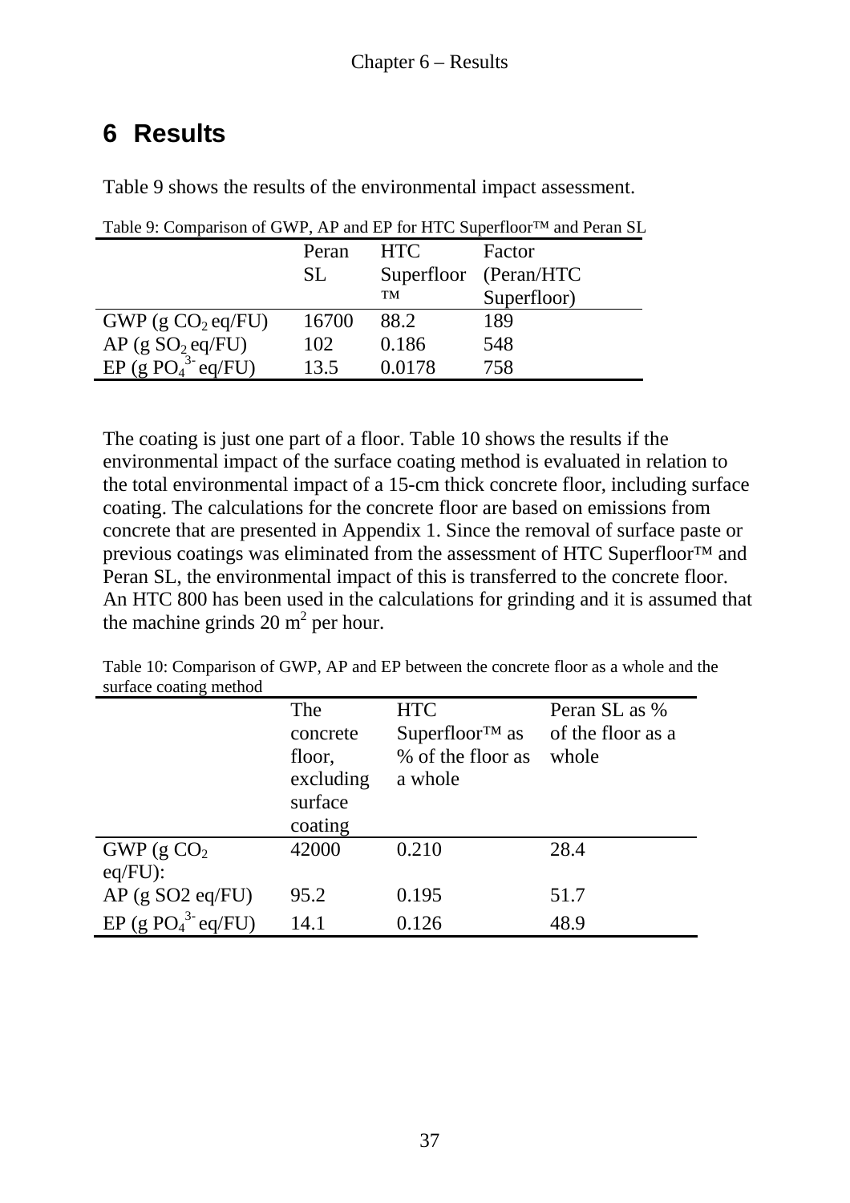# 6 Results

Table 9 shows the results of the environmental impact assessment.

Table 9: Comparison of GWP, AP and EP for HTC Superfloor™ and Peran SL

| | Peran SL | HTC Superfloor ™ | Factor (Peran/HTC Superfloor) |
|---|---|---|---|
| GWP (g $CO_2$ eq/FU) | 16700 | 88.2 | 189 |
| AP (g $SO_2$ eq/FU) | 102 | 0.186 | 548 |
| EP (g $PO_4^{3-}$ eq/FU) | 13.5 | 0.0178 | 758 |

The coating is just one part of a floor. Table 10 shows the results if the environmental impact of the surface coating method is evaluated in relation to the total environmental impact of a 15-cm thick concrete floor, including surface coating. The calculations for the concrete floor are based on emissions from concrete that are presented in Appendix 1. Since the removal of surface paste or previous coatings was eliminated from the assessment of HTC Superfloor™ and Peran SL, the environmental impact of this is transferred to the concrete floor. An HTC 800 has been used in the calculations for grinding and it is assumed that the machine grinds 20 $m^2$ per hour.

Table 10: Comparison of GWP, AP and EP between the concrete floor as a whole and the surface coating method

| | The concrete floor, excluding surface coating | HTC Superfloor™ as % of the floor as a whole | Peran SL as % of the floor as a whole |
|---|---|---|---|
| GWP (g $CO_2$ eq/FU): | 42000 | 0.210 | 28.4 |
| AP (g SO2 eq/FU) | 95.2 | 0.195 | 51.7 |
| EP (g $PO_4^{3-}$ eq/FU) | 14.1 | 0.126 | 48.9 |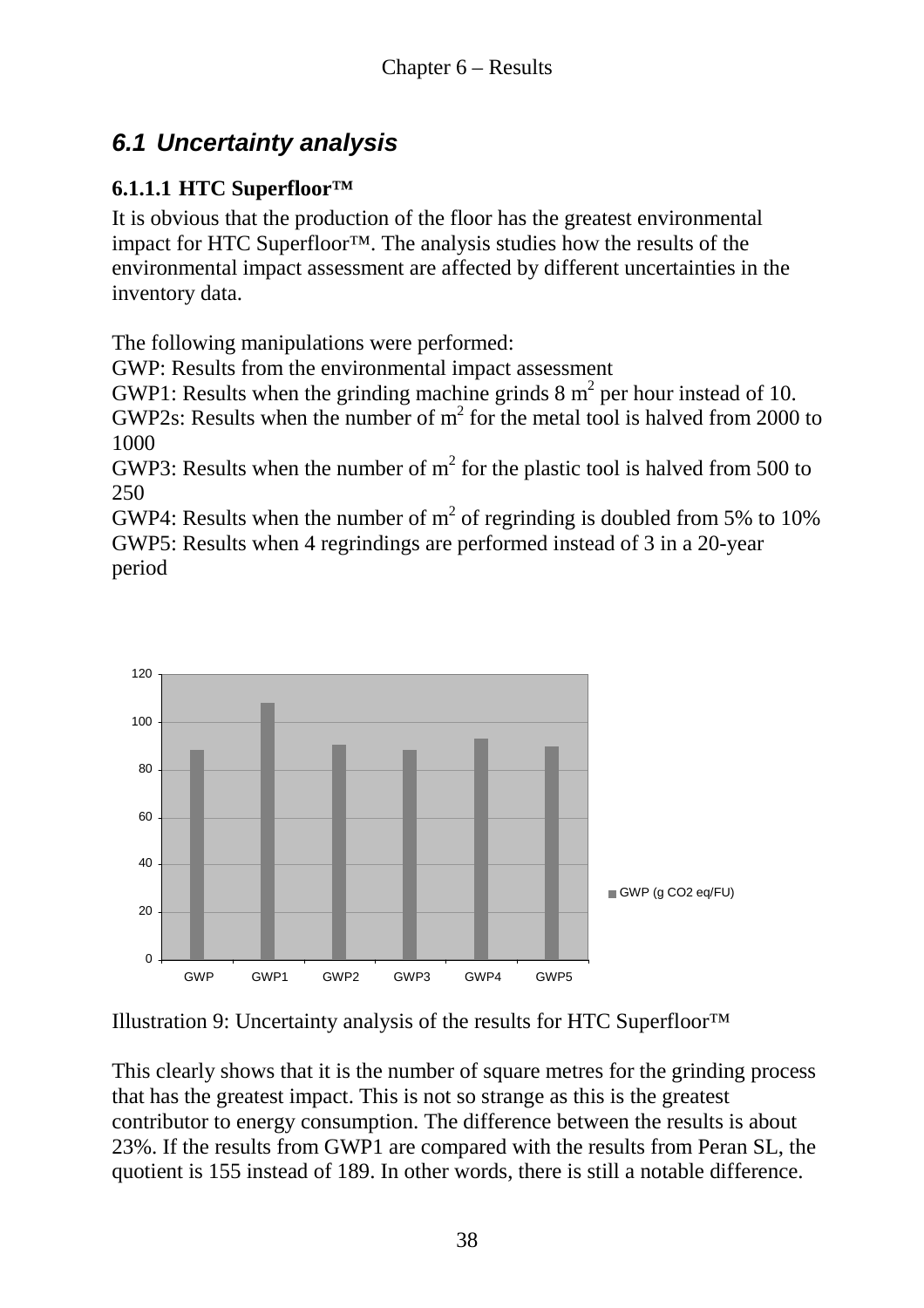## 6.1 Uncertainty analysis

#### 6.1.1.1 HTC Superfloor™

It is obvious that the production of the floor has the greatest environmental impact for HTC Superfloor™. The analysis studies how the results of the environmental impact assessment are affected by different uncertainties in the inventory data.

The following manipulations were performed:
GWP: Results from the environmental impact assessment
GWP1: Results when the grinding machine grinds 8 $m^2$ per hour instead of 10.
GWP2s: Results when the number of $m^2$ for the metal tool is halved from 2000 to 1000
GWP3: Results when the number of $m^2$ for the plastic tool is halved from 500 to 250
GWP4: Results when the number of $m^2$ of regrinding is doubled from 5% to 10%
GWP5: Results when 4 regrindings are performed instead of 3 in a 20-year period

Illustration 9: Uncertainty analysis of the results for HTC Superfloor™

This clearly shows that it is the number of square metres for the grinding process that has the greatest impact. This is not so strange as this is the greatest contributor to energy consumption. The difference between the results is about 23%. If the results from GWP1 are compared with the results from Peran SL, the quotient is 155 instead of 189. In other words, there is still a notable difference.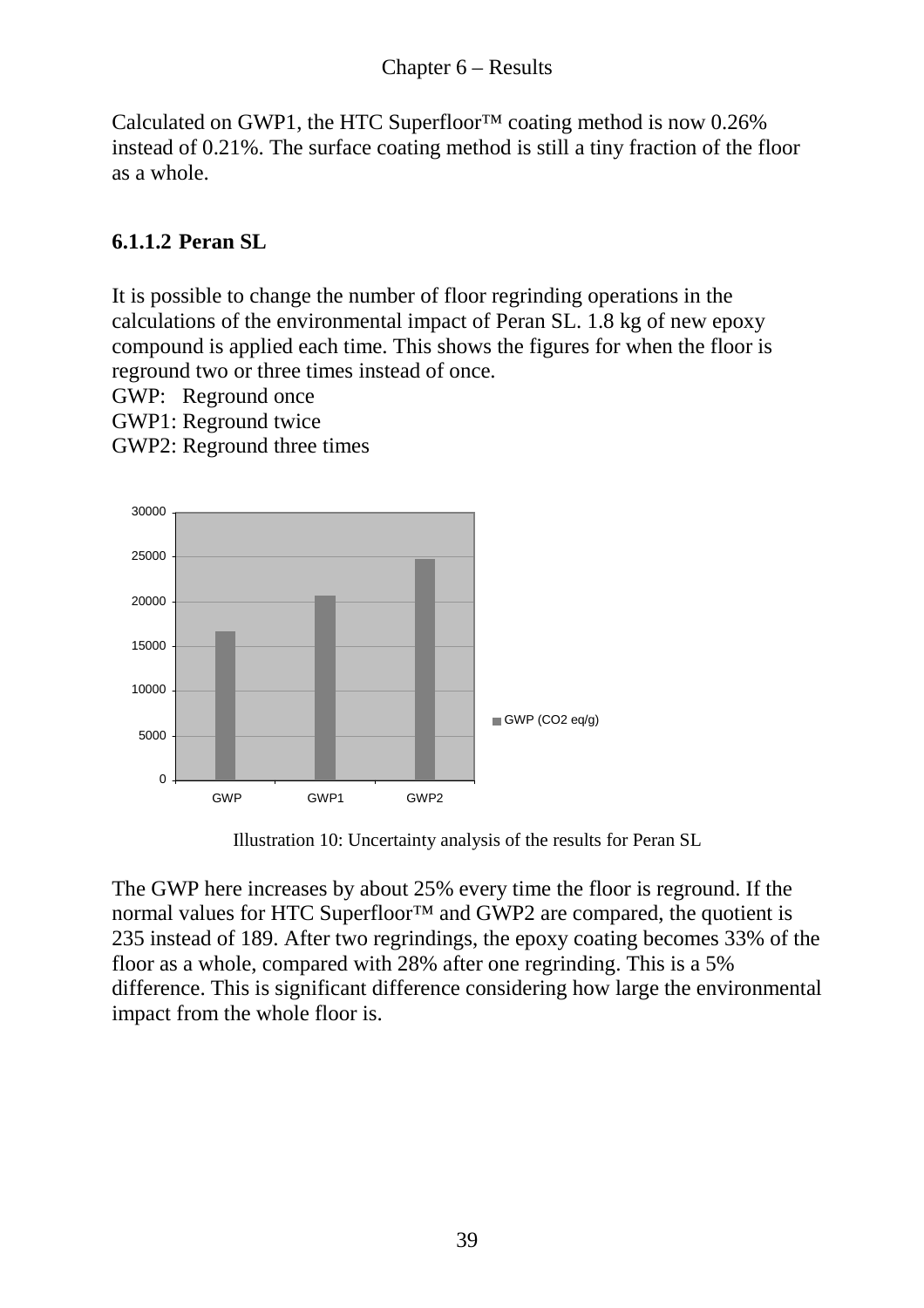Calculated on GWP1, the HTC Superfloor™ coating method is now 0.26% instead of 0.21%. The surface coating method is still a tiny fraction of the floor as a whole.

### 6.1.1.2 Peran SL

It is possible to change the number of floor regrinding operations in the calculations of the environmental impact of Peran SL. 1.8 kg of new epoxy compound is applied each time. This shows the figures for when the floor is reground two or three times instead of once.

GWP: Reground once
GWP1: Reground twice
GWP2: Reground three times

Illustration 10: Uncertainty analysis of the results for Peran SL

The GWP here increases by about 25% every time the floor is reground. If the normal values for HTC Superfloor™ and GWP2 are compared, the quotient is 235 instead of 189. After two regrindings, the epoxy coating becomes 33% of the floor as a whole, compared with 28% after one regrinding. This is a 5% difference. This is significant difference considering how large the environmental impact from the whole floor is.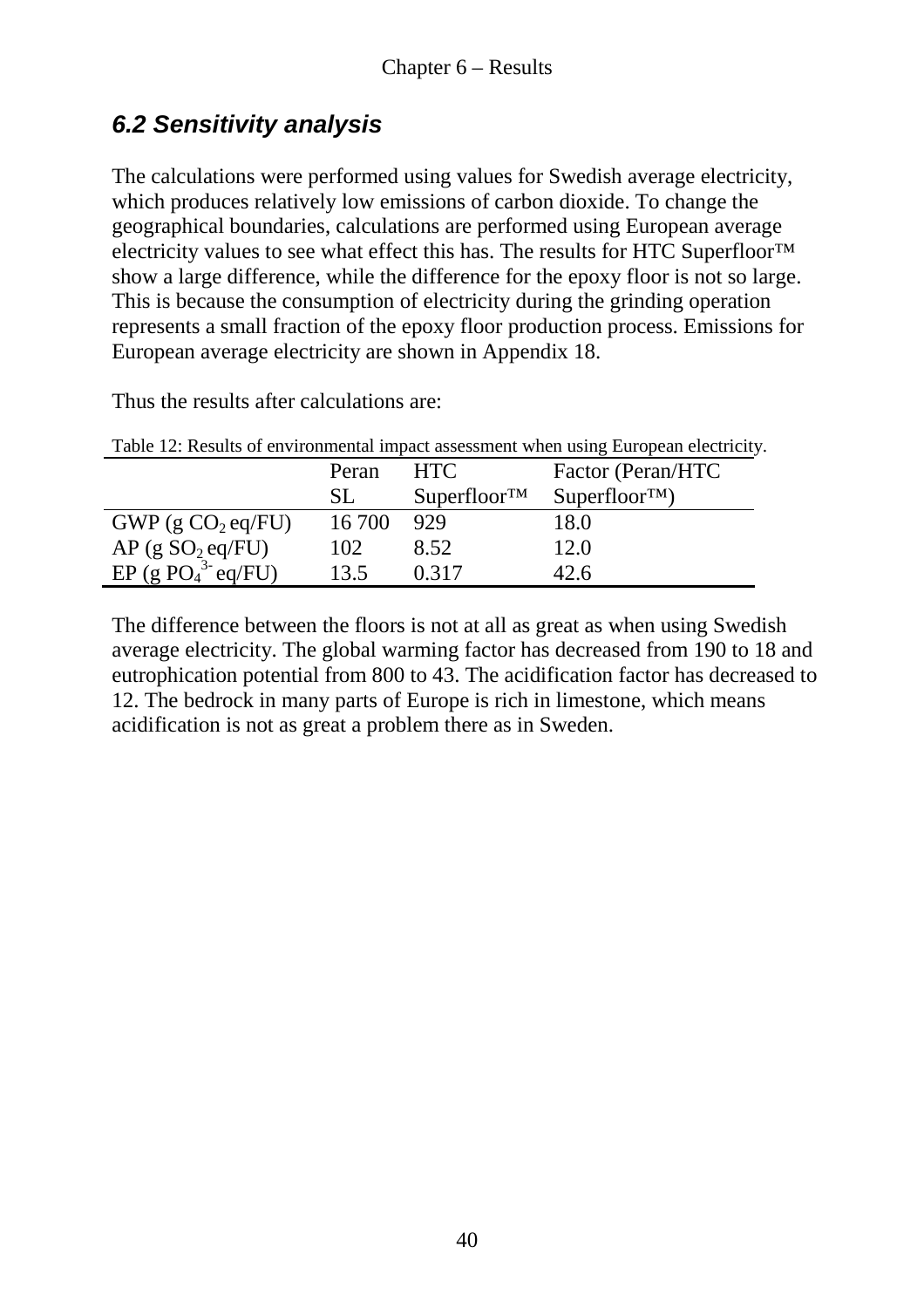## *6.2 Sensitivity analysis*

The calculations were performed using values for Swedish average electricity, which produces relatively low emissions of carbon dioxide. To change the geographical boundaries, calculations are performed using European average electricity values to see what effect this has. The results for HTC Superfloor™ show a large difference, while the difference for the epoxy floor is not so large. This is because the consumption of electricity during the grinding operation represents a small fraction of the epoxy floor production process. Emissions for European average electricity are shown in Appendix 18.

Thus the results after calculations are:

Table 12: Results of environmental impact assessment when using European electricity.

| | Peran SL | HTC Superfloor™ | Factor (Peran/HTC Superfloor™) |
|---|---|---|---|
| GWP (g $CO_2$ eq/FU) | 16 700 | 929 | 18.0 |
| AP (g $SO_2$ eq/FU) | 102 | 8.52 | 12.0 |
| EP (g $PO_4^{3-}$ eq/FU) | 13.5 | 0.317 | 42.6 |

The difference between the floors is not at all as great as when using Swedish average electricity. The global warming factor has decreased from 190 to 18 and eutrophication potential from 800 to 43. The acidification factor has decreased to 12. The bedrock in many parts of Europe is rich in limestone, which means acidification is not as great a problem there as in Sweden.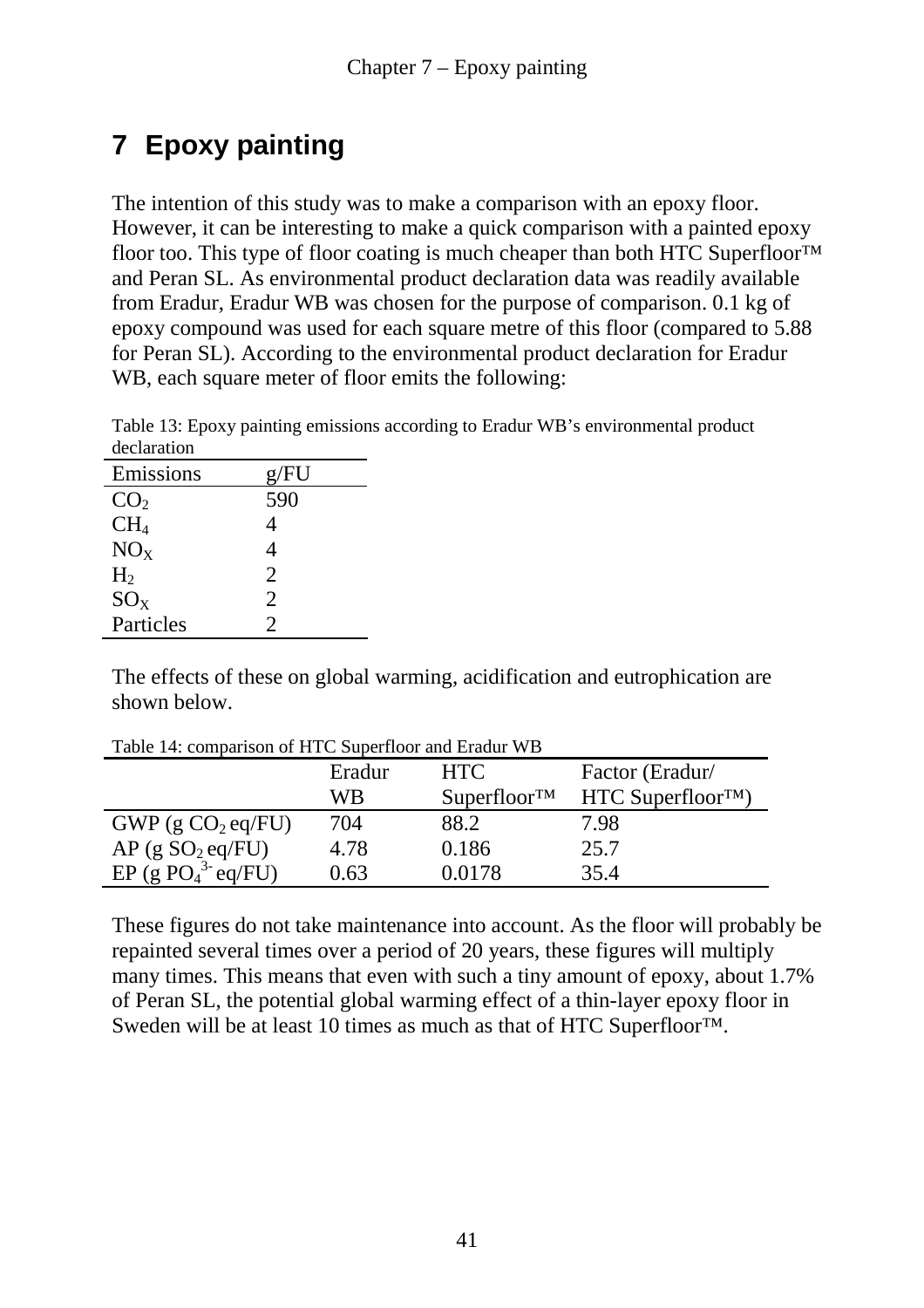# 7 Epoxy painting

The intention of this study was to make a comparison with an epoxy floor. However, it can be interesting to make a quick comparison with a painted epoxy floor too. This type of floor coating is much cheaper than both HTC Superfloor™ and Peran SL. As environmental product declaration data was readily available from Eradur, Eradur WB was chosen for the purpose of comparison. 0.1 kg of epoxy compound was used for each square metre of this floor (compared to 5.88 for Peran SL). According to the environmental product declaration for Eradur WB, each square meter of floor emits the following:

Table 13: Epoxy painting emissions according to Eradur WB's environmental product declaration

| Emissions | g/FU |
|---|---|
| $CO_2$ | 590 |
| $CH_4$ | 4 |
| $NO_X$ | 4 |
| $H_2$ | 2 |
| $SO_X$ | 2 |
| Particles | 2 |

The effects of these on global warming, acidification and eutrophication are shown below.

Table 14: comparison of HTC Superfloor and Eradur WB

| | Eradur WB | HTC Superfloor™ | Factor (Eradur/ HTC Superfloor™) |
|---|---|---|---|
| GWP (g $CO_2$ eq/FU) | 704 | 88.2 | 7.98 |
| AP (g $SO_2$ eq/FU) | 4.78 | 0.186 | 25.7 |
| EP (g $PO_4^{3-}$ eq/FU) | 0.63 | 0.0178 | 35.4 |

These figures do not take maintenance into account. As the floor will probably be repainted several times over a period of 20 years, these figures will multiply many times. This means that even with such a tiny amount of epoxy, about 1.7% of Peran SL, the potential global warming effect of a thin-layer epoxy floor in Sweden will be at least 10 times as much as that of HTC Superfloor™.